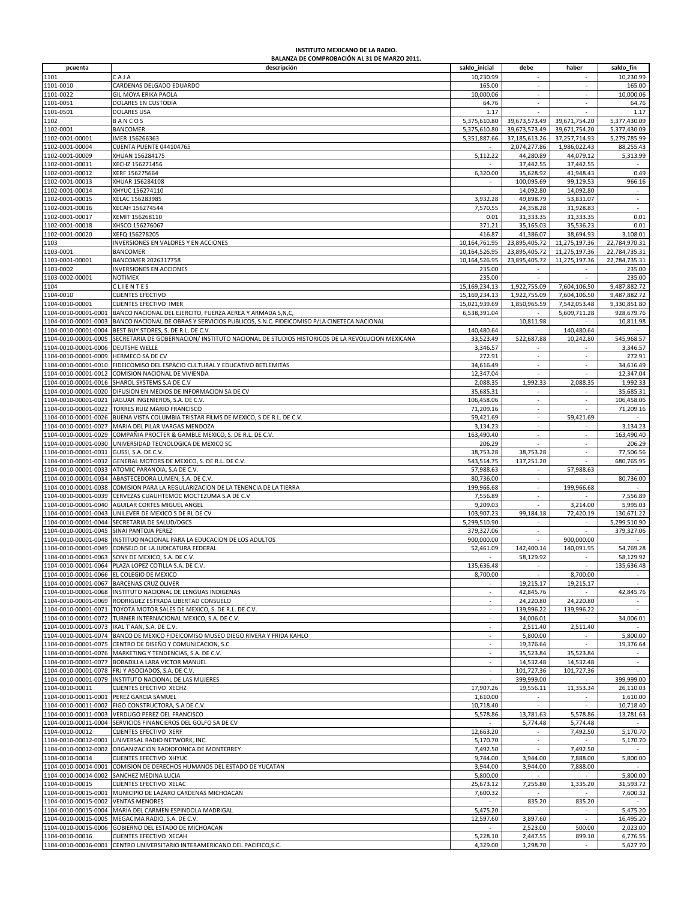**INSTITUTO MEXICANO DE LA RADIO.**
**BALANZA DE COMPROBACIÓN AL 31 DE MARZO 2011.**

| pcuenta | descripción | saldo_inicial | debe | haber | saldo_fin |
|---|---|---|---|---|---|
| 1101 | C A J A | 10,230.99 | - | - | 10,230.99 |
| 1101-0010 | CARDENAS DELGADO EDUARDO | 165.00 | - | - | 165.00 |
| 1101-0022 | GIL MOYA ERIKA PAOLA | 10,000.06 | - | - | 10,000.06 |
| 1101-0051 | DOLARES EN CUSTODIA | 64.76 | - | - | 64.76 |
| 1101-0501 | DOLARES USA | 1.17 | - | - | 1.17 |
| 1102 | B A N C O S | 5,375,610.80 | 39,673,573.49 | 39,671,754.20 | 5,377,430.09 |
| 1102-0001 | BANCOMER | 5,375,610.80 | 39,673,573.49 | 39,671,754.20 | 5,377,430.09 |
| 1102-0001-00001 | IMER 156266363 | 5,351,887.66 | 37,185,613.26 | 37,257,714.93 | 5,279,785.99 |
| 1102-0001-00004 | CUENTA PUENTE 044104765 | - | 2,074,277.86 | 1,986,022.43 | 88,255.43 |
| 1102-0001-00009 | XHUAN 156284175 | 5,112.22 | 44,280.89 | 44,079.12 | 5,313.99 |
| 1102-0001-00011 | XECHZ 156271456 | - | 37,442.55 | 37,442.55 | - |
| 1102-0001-00012 | XERF 156275664 | 6,320.00 | 35,628.92 | 41,948.43 | 0.49 |
| 1102-0001-00013 | XHUAR 156284108 | - | 100,095.69 | 99,129.53 | 966.16 |
| 1102-0001-00014 | XHYUC 156274110 | - | 14,092.80 | 14,092.80 | - |
| 1102-0001-00015 | XELAC 156283985 | 3,932.28 | 49,898.79 | 53,831.07 | - |
| 1102-0001-00016 | XECAH 156274544 | 7,570.55 | 24,358.28 | 31,928.83 | - |
| 1102-0001-00017 | XEMIT 156268110 | 0.01 | 31,333.35 | 31,333.35 | 0.01 |
| 1102-0001-00018 | XHSCO 156276067 | 371.21 | 35,165.03 | 35,536.23 | 0.01 |
| 1102-0001-00020 | XEFQ 156278205 | 416.87 | 41,386.07 | 38,694.93 | 3,108.01 |
| 1103 | INVERSIONES EN VALORES Y EN ACCIONES | 10,164,761.95 | 23,895,405.72 | 11,275,197.36 | 22,784,970.31 |
| 1103-0001 | BANCOMER | 10,164,526.95 | 23,895,405.72 | 11,275,197.36 | 22,784,735.31 |
| 1103-0001-00001 | BANCOMER 2026317758 | 10,164,526.95 | 23,895,405.72 | 11,275,197.36 | 22,784,735.31 |
| 1103-0002 | INVERSIONES EN ACCIONES | 235.00 | - | - | 235.00 |
| 1103-0002-00001 | NOTIMEX | 235.00 | - | - | 235.00 |
| 1104 | C L I E N T E S | 15,169,234.13 | 1,922,755.09 | 7,604,106.50 | 9,487,882.72 |
| 1104-0010 | CLIENTES EFECTIVO | 15,169,234.13 | 1,922,755.09 | 7,604,106.50 | 9,487,882.72 |
| 1104-0010-00001 | CLIENTES EFECTIVO IMER | 15,021,939.69 | 1,850,965.59 | 7,542,053.48 | 9,330,851.80 |
| 1104-0010-00001-0001 | BANCO NACIONAL DEL EJERCITO, FUERZA AEREA Y ARMADA S,N,C, | 6,538,391.04 | - | 5,609,711.28 | 928,679.76 |
| 1104-0010-00001-0003 | BANCO NACIONAL DE OBRAS Y SERVICIOS PUBLICOS, S.N.C. FIDEICOMISO P/LA CINETECA NACIONAL | - | 10,811.98 | - | 10,811.98 |
| 1104-0010-00001-0004 | BEST BUY STORES, S. DE R.L. DE C.V. | 140,480.64 | - | 140,480.64 | - |
| 1104-0010-00001-0005 | SECRETARIA DE GOBERNACION/ INSTITUTO NACIONAL DE STUDIOS HISTORICOS DE LA REVOLUCION MEXICANA | 33,523.49 | 522,687.88 | 10,242.80 | 545,968.57 |
| 1104-0010-00001-0006 | DEUTSHE WELLE | 3,346.57 | - | - | 3,346.57 |
| 1104-0010-00001-0009 | HERMECO SA DE CV | 272.91 | - | - | 272.91 |
| 1104-0010-00001-0010 | FIDEICOMISO DEL ESPACIO CULTURAL Y EDUCATIVO BETLEMITAS | 34,616.49 | - | - | 34,616.49 |
| 1104-0010-00001-0012 | COMISION NACIONAL DE VIVIENDA | 12,347.04 | - | - | 12,347.04 |
| 1104-0010-00001-0016 | SHAROL SYSTEMS S.A DE C.V | 2,088.35 | 1,992.33 | 2,088.35 | 1,992.33 |
| 1104-0010-00001-0020 | DIFUSION EN MEDIOS DE INFORMACION SA DE CV | 35,685.31 | - | - | 35,685.31 |
| 1104-0010-00001-0021 | JAGUAR INGENIEROS, S.A. DE C.V. | 106,458.06 | - | - | 106,458.06 |
| 1104-0010-00001-0022 | TORRES RUIZ MARIO FRANCISCO | 71,209.16 | - | - | 71,209.16 |
| 1104-0010-00001-0026 | BUENA VISTA COLUMBIA TRISTAR FILMS DE MEXICO, S.DE R.L. DE C.V. | 59,421.69 | - | 59,421.69 | - |
| 1104-0010-00001-0027 | MARIA DEL PILAR VARGAS MENDOZA | 3,134.23 | - | - | 3,134.23 |
| 1104-0010-00001-0029 | COMPAÑIA PROCTER & GAMBLE MEXICO, S. DE R.L. DE C.V. | 163,490.40 | - | - | 163,490.40 |
| 1104-0010-00001-0030 | UNIVERSIDAD TECNOLOGICA DE MEXICO SC | 206.29 | - | - | 206.29 |
| 1104-0010-00001-0031 | GUSSI, S.A. DE C.V. | 38,753.28 | 38,753.28 | - | 77,506.56 |
| 1104-0010-00001-0032 | GENERAL MOTORS DE MEXICO, S. DE R.L. DE C.V. | 543,514.75 | 137,251.20 | - | 680,765.95 |
| 1104-0010-00001-0033 | ATOMIC PARANOIA, S.A DE C.V. | 57,988.63 | - | 57,988.63 | - |
| 1104-0010-00001-0034 | ABASTECEDORA LUMEN, S.A. DE C.V. | 80,736.00 | - | - | 80,736.00 |
| 1104-0010-00001-0038 | COMISION PARA LA REGULARIZACION DE LA TENENCIA DE LA TIERRA | 199,966.68 | - | 199,966.68 | - |
| 1104-0010-00001-0039 | CERVEZAS CUAUHTEMOC MOCTEZUMA S.A DE C.V | 7,556.89 | - | - | 7,556.89 |
| 1104-0010-00001-0040 | AGUILAR CORTES MIGUEL ANGEL | 9,209.03 | - | 3,214.00 | 5,995.03 |
| 1104-0010-00001-0043 | UNILEVER DE MEXICO S DE RL DE CV | 103,907.23 | 99,184.18 | 72,420.19 | 130,671.22 |
| 1104-0010-00001-0044 | SECRETARIA DE SALUD/DGCS | 5,299,510.90 | - | - | 5,299,510.90 |
| 1104-0010-00001-0045 | SINAI PANTOJA PEREZ | 379,327.06 | - | - | 379,327.06 |
| 1104-0010-00001-0048 | INSTITUO NACIONAL PARA LA EDUCACION DE LOS ADULTOS | 900,000.00 | - | 900,000.00 | - |
| 1104-0010-00001-0049 | CONSEJO DE LA JUDICATURA FEDERAL | 52,461.09 | 142,400.14 | 140,091.95 | 54,769.28 |
| 1104-0010-00001-0063 | SONY DE MEXICO, S.A. DE C.V. | - | 58,129.92 | - | 58,129.92 |
| 1104-0010-00001-0064 | PLAZA LOPEZ COTILLA S.A. DE C.V. | 135,636.48 | - | - | 135,636.48 |
| 1104-0010-00001-0066 | EL COLEGIO DE MEXICO | 8,700.00 | - | 8,700.00 | - |
| 1104-0010-00001-0067 | BARCENAS CRUZ OLIVER | - | 19,215.17 | 19,215.17 | - |
| 1104-0010-00001-0068 | INSTITUTO NACIONAL DE LENGUAS INDIGENAS | - | 42,845.76 | - | 42,845.76 |
| 1104-0010-00001-0069 | RODRIGUEZ ESTRADA LIBERTAD CONSUELO | - | 24,220.80 | 24,220.80 | - |
| 1104-0010-00001-0071 | TOYOTA MOTOR SALES DE MEXICO, S. DE R.L. DE C.V. | - | 139,996.22 | 139,996.22 | - |
| 1104-0010-00001-0072 | TURNER INTERNACIONAL MEXICO, S.A. DE C.V. | - | 34,006.01 | - | 34,006.01 |
| 1104-0010-00001-0073 | IKAL T'AAN, S.A. DE C.V. | - | 2,511.40 | 2,511.40 | - |
| 1104-0010-00001-0074 | BANCO DE MEXICO FIDEICOMISO MUSEO DIEGO RIVERA Y FRIDA KAHLO | - | 5,800.00 | - | 5,800.00 |
| 1104-0010-00001-0075 | CENTRO DE DISEÑO Y COMUNICACION, S.C. | - | 19,376.64 | - | 19,376.64 |
| 1104-0010-00001-0076 | MARKETING Y TENDENCIAS, S.A. DE C.V. | - | 35,523.84 | 35,523.84 | - |
| 1104-0010-00001-0077 | BOBADILLA LARA VICTOR MANUEL | - | 14,532.48 | 14,532.48 | - |
| 1104-0010-00001-0078 | FRJ Y ASOCIADOS, S.A. DE C.V. | - | 101,727.36 | 101,727.36 | - |
| 1104-0010-00001-0079 | INSTITUTO NACIONAL DE LAS MUJERES | - | 399,999.00 | - | 399,999.00 |
| 1104-0010-00011 | CLIENTES EFECTIVO XECHZ | 17,907.26 | 19,556.11 | 11,353.34 | 26,110.03 |
| 1104-0010-00011-0001 | PEREZ GARCIA SAMUEL | 1,610.00 | - | - | 1,610.00 |
| 1104-0010-00011-0002 | FIGO CONSTRUCTORA, S.A DE C.V. | 10,718.40 | - | - | 10,718.40 |
| 1104-0010-00011-0003 | VERDUGO PEREZ OEL FRANCISCO | 5,578.86 | 13,781.63 | 5,578.86 | 13,781.63 |
| 1104-0010-00011-0004 | SERVICIOS FINANCIEROS DEL GOLFO SA DE CV | - | 5,774.48 | 5,774.48 | - |
| 1104-0010-00012 | CLIENTES EFECTIVO XERF | 12,663.20 | - | 7,492.50 | 5,170.70 |
| 1104-0010-00012-0001 | UNIVERSAL RADIO NETWORK, INC. | 5,170.70 | - | - | 5,170.70 |
| 1104-0010-00012-0002 | ORGANIZACION RADIOFONICA DE MONTERREY | 7,492.50 | - | 7,492.50 | - |
| 1104-0010-00014 | CLIENTES EFECTIVO XHYUC | 9,744.00 | 3,944.00 | 7,888.00 | 5,800.00 |
| 1104-0010-00014-0001 | COMISION DE DERECHOS HUMANOS DEL ESTADO DE YUCATAN | 3,944.00 | 3,944.00 | 7,888.00 | - |
| 1104-0010-00014-0002 | SANCHEZ MEDINA LUCIA | 5,800.00 | - | - | 5,800.00 |
| 1104-0010-00015 | CLIENTES EFECTIVO XELAC | 25,673.12 | 7,255.80 | 1,335.20 | 31,593.72 |
| 1104-0010-00015-0001 | MUNICIPIO DE LAZARO CARDENAS MICHOACAN | 7,600.32 | - | - | 7,600.32 |
| 1104-0010-00015-0002 | VENTAS MENORES | - | 835.20 | 835.20 | - |
| 1104-0010-00015-0004 | MARIA DEL CARMEN ESPINDOLA MADRIGAL | 5,475.20 | - | - | 5,475.20 |
| 1104-0010-00015-0005 | MEGACIMA RADIO, S.A. DE C.V. | 12,597.60 | 3,897.60 | - | 16,495.20 |
| 1104-0010-00015-0006 | GOBIERNO DEL ESTADO DE MICHOACAN | - | 2,523.00 | 500.00 | 2,023.00 |
| 1104-0010-00016 | CLIENTES EFECTIVO XECAH | 5,228.10 | 2,447.55 | 899.10 | 6,776.55 |
| 1104-0010-00016-0001 | CENTRO UNIVERSITARIO INTERAMERICANO DEL PACIFICO,S.C. | 4,329.00 | 1,298.70 | - | 5,627.70 |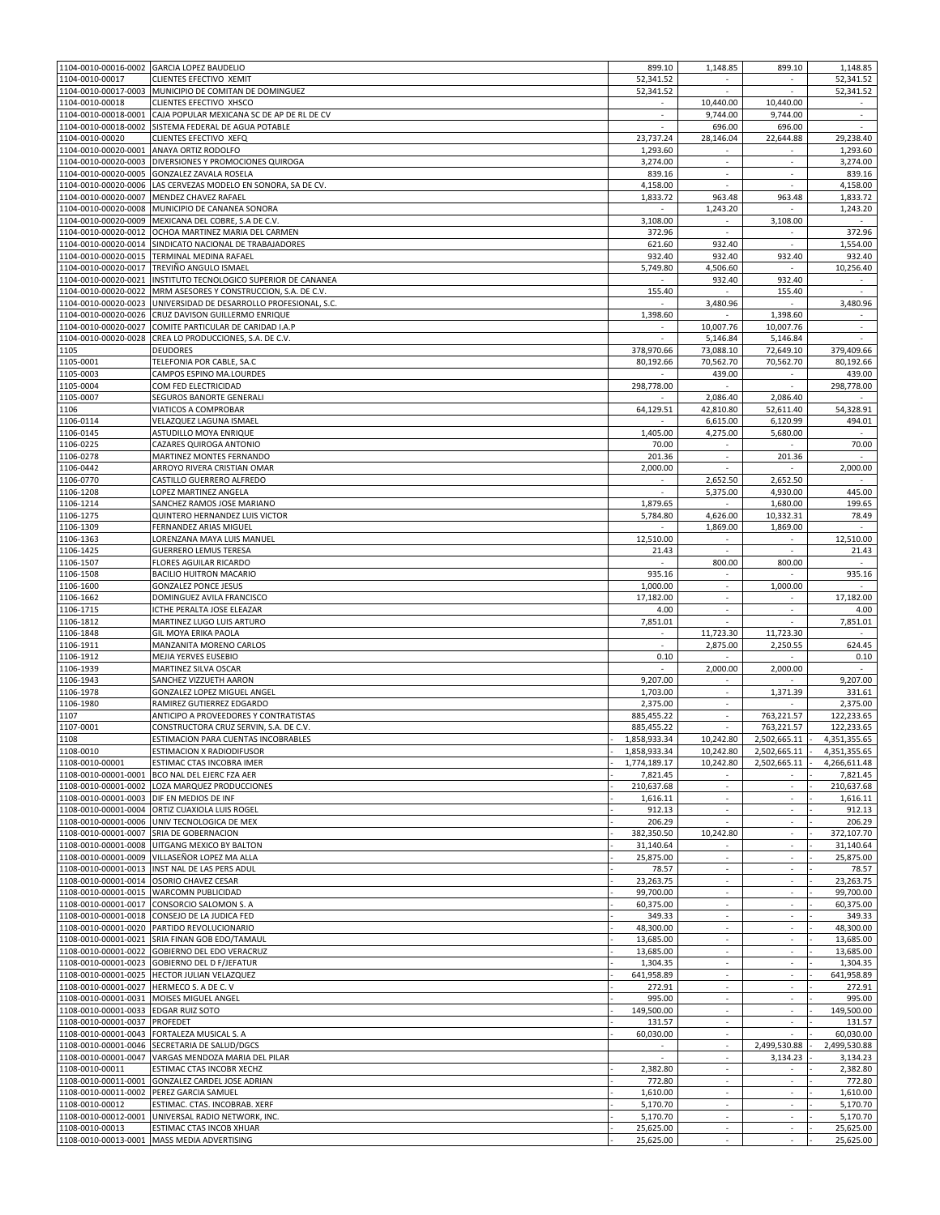| | | | | | |
|---|---|---|---|---|---|
| 1104-0010-00016-0002 | GARCIA LOPEZ BAUDELIO | 899.10 | 1,148.85 | 899.10 | 1,148.85 |
| 1104-0010-00017 | CLIENTES EFECTIVO XEMIT | 52,341.52 | - | - | 52,341.52 |
| 1104-0010-00017-0003 | MUNICIPIO DE COMITAN DE DOMINGUEZ | 52,341.52 | - | - | 52,341.52 |
| 1104-0010-00018 | CLIENTES EFECTIVO XHSCO | - | 10,440.00 | 10,440.00 | - |
| 1104-0010-00018-0001 | CAJA POPULAR MEXICANA SC DE AP DE RL DE CV | - | 9,744.00 | 9,744.00 | - |
| 1104-0010-00018-0002 | SISTEMA FEDERAL DE AGUA POTABLE | - | 696.00 | 696.00 | - |
| 1104-0010-00020 | CLIENTES EFECTIVO XEFQ | 23,737.24 | 28,146.04 | 22,644.88 | 29,238.40 |
| 1104-0010-00020-0001 | ANAYA ORTIZ RODOLFO | 1,293.60 | - | - | 1,293.60 |
| 1104-0010-00020-0003 | DIVERSIONES Y PROMOCIONES QUIROGA | 3,274.00 | - | - | 3,274.00 |
| 1104-0010-00020-0005 | GONZALEZ ZAVALA ROSELA | 839.16 | - | - | 839.16 |
| 1104-0010-00020-0006 | LAS CERVEZAS MODELO EN SONORA, SA DE CV. | 4,158.00 | - | - | 4,158.00 |
| 1104-0010-00020-0007 | MENDEZ CHAVEZ RAFAEL | 1,833.72 | 963.48 | 963.48 | 1,833.72 |
| 1104-0010-00020-0008 | MUNICIPIO DE CANANEA SONORA | - | 1,243.20 | - | 1,243.20 |
| 1104-0010-00020-0009 | MEXICANA DEL COBRE, S.A DE C.V. | 3,108.00 | - | 3,108.00 | - |
| 1104-0010-00020-0012 | OCHOA MARTINEZ MARIA DEL CARMEN | 372.96 | - | - | 372.96 |
| 1104-0010-00020-0014 | SINDICATO NACIONAL DE TRABAJADORES | 621.60 | 932.40 | - | 1,554.00 |
| 1104-0010-00020-0015 | TERMINAL MEDINA RAFAEL | 932.40 | 932.40 | 932.40 | 932.40 |
| 1104-0010-00020-0017 | TREVIÑO ANGULO ISMAEL | 5,749.80 | 4,506.60 | - | 10,256.40 |
| 1104-0010-00020-0021 | INSTITUTO TECNOLOGICO SUPERIOR DE CANANEA | - | 932.40 | 932.40 | - |
| 1104-0010-00020-0022 | MRM ASESORES Y CONSTRUCCION, S.A. DE C.V. | 155.40 | - | 155.40 | - |
| 1104-0010-00020-0023 | UNIVERSIDAD DE DESARROLLO PROFESIONAL, S.C. | - | 3,480.96 | - | 3,480.96 |
| 1104-0010-00020-0026 | CRUZ DAVISON GUILLERMO ENRIQUE | 1,398.60 | - | 1,398.60 | - |
| 1104-0010-00020-0027 | COMITE PARTICULAR DE CARIDAD I.A.P | - | 10,007.76 | 10,007.76 | - |
| 1104-0010-00020-0028 | CREA LO PRODUCCIONES, S.A. DE C.V. | - | 5,146.84 | 5,146.84 | - |
| 1105 | DEUDORES | 378,970.66 | 73,088.10 | 72,649.10 | 379,409.66 |
| 1105-0001 | TELEFONIA POR CABLE, SA.C | 80,192.66 | 70,562.70 | 70,562.70 | 80,192.66 |
| 1105-0003 | CAMPOS ESPINO MA.LOURDES | - | 439.00 | - | 439.00 |
| 1105-0004 | COM FED ELECTRICIDAD | 298,778.00 | - | - | 298,778.00 |
| 1105-0007 | SEGUROS BANORTE GENERALI | - | 2,086.40 | 2,086.40 | - |
| 1106 | VIATICOS A COMPROBAR | 64,129.51 | 42,810.80 | 52,611.40 | 54,328.91 |
| 1106-0114 | VELAZQUEZ LAGUNA ISMAEL | - | 6,615.00 | 6,120.99 | 494.01 |
| 1106-0145 | ASTUDILLO MOYA ENRIQUE | 1,405.00 | 4,275.00 | 5,680.00 | - |
| 1106-0225 | CAZARES QUIROGA ANTONIO | 70.00 | - | - | 70.00 |
| 1106-0278 | MARTINEZ MONTES FERNANDO | 201.36 | - | 201.36 | - |
| 1106-0442 | ARROYO RIVERA CRISTIAN OMAR | 2,000.00 | - | - | 2,000.00 |
| 1106-0770 | CASTILLO GUERRERO ALFREDO | - | 2,652.50 | 2,652.50 | - |
| 1106-1208 | LOPEZ MARTINEZ ANGELA | - | 5,375.00 | 4,930.00 | 445.00 |
| 1106-1214 | SANCHEZ RAMOS JOSE MARIANO | 1,879.65 | - | 1,680.00 | 199.65 |
| 1106-1275 | QUINTERO HERNANDEZ LUIS VICTOR | 5,784.80 | 4,626.00 | 10,332.31 | 78.49 |
| 1106-1309 | FERNANDEZ ARIAS MIGUEL | - | 1,869.00 | 1,869.00 | - |
| 1106-1363 | LORENZANA MAYA LUIS MANUEL | 12,510.00 | - | - | 12,510.00 |
| 1106-1425 | GUERRERO LEMUS TERESA | 21.43 | - | - | 21.43 |
| 1106-1507 | FLORES AGUILAR RICARDO | - | 800.00 | 800.00 | - |
| 1106-1508 | BACILIO HUITRON MACARIO | 935.16 | - | - | 935.16 |
| 1106-1600 | GONZALEZ PONCE JESUS | 1,000.00 | - | 1,000.00 | - |
| 1106-1662 | DOMINGUEZ AVILA FRANCISCO | 17,182.00 | - | - | 17,182.00 |
| 1106-1715 | ICTHE PERALTA JOSE ELEAZAR | 4.00 | - | - | 4.00 |
| 1106-1812 | MARTINEZ LUGO LUIS ARTURO | 7,851.01 | - | - | 7,851.01 |
| 1106-1848 | GIL MOYA ERIKA PAOLA | - | 11,723.30 | 11,723.30 | - |
| 1106-1911 | MANZANITA MORENO CARLOS | - | 2,875.00 | 2,250.55 | 624.45 |
| 1106-1912 | MEJIA YERVES EUSEBIO | 0.10 | - | - | 0.10 |
| 1106-1939 | MARTINEZ SILVA OSCAR | - | 2,000.00 | 2,000.00 | - |
| 1106-1943 | SANCHEZ VIZZUETH AARON | 9,207.00 | - | - | 9,207.00 |
| 1106-1978 | GONZALEZ LOPEZ MIGUEL ANGEL | 1,703.00 | - | 1,371.39 | 331.61 |
| 1106-1980 | RAMIREZ GUTIERREZ EDGARDO | 2,375.00 | - | - | 2,375.00 |
| 1107 | ANTICIPO A PROVEEDORES Y CONTRATISTAS | 885,455.22 | - | 763,221.57 | 122,233.65 |
| 1107-0001 | CONSTRUCTORA CRUZ SERVIN, S.A. DE C.V. | 885,455.22 | - | 763,221.57 | 122,233.65 |
| 1108 | ESTIMACION PARA CUENTAS INCOBRABLES | -1,858,933.34 | 10,242.80 | 2,502,665.11 | -4,351,355.65 |
| 1108-0010 | ESTIMACION X RADIODIFUSOR | -1,858,933.34 | 10,242.80 | 2,502,665.11 | -4,351,355.65 |
| 1108-0010-00001 | ESTIMAC CTAS INCOBRA IMER | -1,774,189.17 | 10,242.80 | 2,502,665.11 | -4,266,611.48 |
| 1108-0010-00001-0001 | BCO NAL DEL EJERC FZA AER | -7,821.45 | - | - | -7,821.45 |
| 1108-0010-00001-0002 | LOZA MARQUEZ PRODUCCIONES | -210,637.68 | - | - | -210,637.68 |
| 1108-0010-00001-0003 | DIF EN MEDIOS DE INF | -1,616.11 | - | - | -1,616.11 |
| 1108-0010-00001-0004 | ORTIZ CUAXIOLA LUIS ROGEL | -912.13 | - | - | -912.13 |
| 1108-0010-00001-0006 | UNIV TECNOLOGICA DE MEX | -206.29 | - | - | -206.29 |
| 1108-0010-00001-0007 | SRIA DE GOBERNACION | -382,350.50 | 10,242.80 | - | -372,107.70 |
| 1108-0010-00001-0008 | UITGANG MEXICO BY BALTON | -31,140.64 | - | - | -31,140.64 |
| 1108-0010-00001-0009 | VILLASEÑOR LOPEZ MA ALLA | -25,875.00 | - | - | -25,875.00 |
| 1108-0010-00001-0013 | INST NAL DE LAS PERS ADUL | -78.57 | - | - | -78.57 |
| 1108-0010-00001-0014 | OSORIO CHAVEZ CESAR | -23,263.75 | - | - | -23,263.75 |
| 1108-0010-00001-0015 | WARCOMN PUBLICIDAD | -99,700.00 | - | - | -99,700.00 |
| 1108-0010-00001-0017 | CONSORCIO SALOMON S. A | -60,375.00 | - | - | -60,375.00 |
| 1108-0010-00001-0018 | CONSEJO DE LA JUDICA FED | -349.33 | - | - | -349.33 |
| 1108-0010-00001-0020 | PARTIDO REVOLUCIONARIO | -48,300.00 | - | - | -48,300.00 |
| 1108-0010-00001-0021 | SRIA FINAN GOB EDO/TAMAUL | -13,685.00 | - | - | -13,685.00 |
| 1108-0010-00001-0022 | GOBIERNO DEL EDO VERACRUZ | -13,685.00 | - | - | -13,685.00 |
| 1108-0010-00001-0023 | GOBIERNO DEL D F/JEFATUR | -1,304.35 | - | - | -1,304.35 |
| 1108-0010-00001-0025 | HECTOR JULIAN VELAZQUEZ | -641,958.89 | - | - | -641,958.89 |
| 1108-0010-00001-0027 | HERMECO S. A DE C. V | -272.91 | - | - | -272.91 |
| 1108-0010-00001-0031 | MOISES MIGUEL ANGEL | -995.00 | - | - | -995.00 |
| 1108-0010-00001-0033 | EDGAR RUIZ SOTO | -149,500.00 | - | - | -149,500.00 |
| 1108-0010-00001-0037 | PROFEDET | -131.57 | - | - | -131.57 |
| 1108-0010-00001-0043 | FORTALEZA MUSICAL S. A | -60,030.00 | - | - | -60,030.00 |
| 1108-0010-00001-0046 | SECRETARIA DE SALUD/DGCS | - | - | 2,499,530.88 | -2,499,530.88 |
| 1108-0010-00001-0047 | VARGAS MENDOZA MARIA DEL PILAR | - | - | 3,134.23 | -3,134.23 |
| 1108-0010-00011 | ESTIMAC CTAS INCOBR XECHZ | -2,382.80 | - | - | -2,382.80 |
| 1108-0010-00011-0001 | GONZALEZ CARDEL JOSE ADRIAN | -772.80 | - | - | -772.80 |
| 1108-0010-00011-0002 | PEREZ GARCIA SAMUEL | -1,610.00 | - | - | -1,610.00 |
| 1108-0010-00012 | ESTIMAC. CTAS. INCOBRAB. XERF | -5,170.70 | - | - | -5,170.70 |
| 1108-0010-00012-0001 | UNIVERSAL RADIO NETWORK, INC. | -5,170.70 | - | - | -5,170.70 |
| 1108-0010-00013 | ESTIMAC CTAS INCOB XHUAR | -25,625.00 | - | - | -25,625.00 |
| 1108-0010-00013-0001 | MASS MEDIA ADVERTISING | -25,625.00 | - | - | -25,625.00 |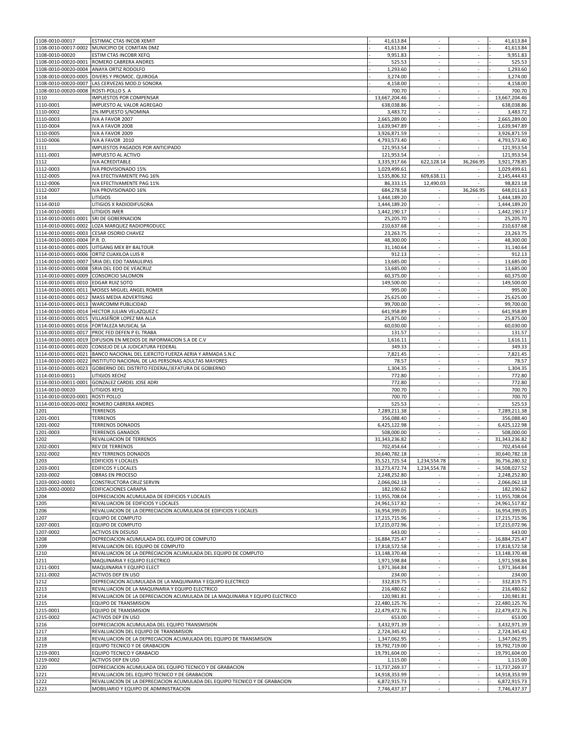| | | | | | |
|---|---|---|---|---|---|
| 1108-0010-00017 | ESTIMAC CTAS INCOB XEMIT | - 41,613.84 | - | - | - 41,613.84 |
| 1108-0010-00017-0002 | MUNICIPIO DE COMITAN DMZ | - 41,613.84 | - | - | - 41,613.84 |
| 1108-0010-00020 | ESTIM CTAS INCOBR XEFQ | - 9,951.83 | - | - | - 9,951.83 |
| 1108-0010-00020-0001 | ROMERO CABRERA ANDRES | - 525.53 | - | - | - 525.53 |
| 1108-0010-00020-0004 | ANAYA ORTIZ RODOLFO | - 1,293.60 | - | - | - 1,293.60 |
| 1108-0010-00020-0005 | DIVERS.Y PROMOC. QUIROGA | - 3,274.00 | - | - | - 3,274.00 |
| 1108-0010-00020-0007 | LAS CERVEZAS MOD.D SONORA | - 4,158.00 | - | - | - 4,158.00 |
| 1108-0010-00020-0008 | ROSTI-POLLO S. A | - 700.70 | - | - | - 700.70 |
| 1110 | IMPUESTOS POR COMPENSAR | 13,667,204.46 | - | - | 13,667,204.46 |
| 1110-0001 | IMPUESTO AL VALOR AGREGAO | 638,038.86 | - | - | 638,038.86 |
| 1110-0002 | 2% IMPUESTO S/NOMINA | 3,483.72 | - | - | 3,483.72 |
| 1110-0003 | IVA A FAVOR 2007 | 2,665,289.00 | - | - | 2,665,289.00 |
| 1110-0004 | IVA A FAVOR 2008 | 1,639,947.89 | - | - | 1,639,947.89 |
| 1110-0005 | IVA A FAVOR 2009 | 3,926,871.59 | - | - | 3,926,871.59 |
| 1110-0006 | IVA A FAVOR 2010 | 4,793,573.40 | - | - | 4,793,573.40 |
| 1111 | IMPUESTOS PAGADOS POR ANTICIPADO | 121,953.54 | - | - | 121,953.54 |
| 1111-0001 | IMPUESTO AL ACTIVO | 121,953.54 | - | - | 121,953.54 |
| 1112 | IVA ACREDITABLE | 3,335,917.66 | 622,128.14 | 36,266.95 | 3,921,778.85 |
| 1112-0003 | IVA PROVISIONADO 15% | 1,029,499.61 | - | - | 1,029,499.61 |
| 1112-0005 | IVA EFECTIVAMENTE PAG 16% | 1,535,806.32 | 609,638.11 | - | 2,145,444.43 |
| 1112-0006 | IVA EFECTIVAMENTE PAG 11% | 86,333.15 | 12,490.03 | - | 98,823.18 |
| 1112-0007 | IVA PROVISIONADO 16% | 684,278.58 | - | 36,266.95 | 648,011.63 |
| 1114 | LITIGIOS | 1,444,189.20 | - | - | 1,444,189.20 |
| 1114-0010 | LITIGIOS X RADIODIFUSORA | 1,444,189.20 | - | - | 1,444,189.20 |
| 1114-0010-00001 | LITIGIOS IMER | 1,442,190.17 | - | - | 1,442,190.17 |
| 1114-0010-00001-0001 | SRI DE GOBERNACION | 25,205.70 | - | - | 25,205.70 |
| 1114-0010-00001-0002 | LOZA MARQUEZ RADIOPRODUCC | 210,637.68 | - | - | 210,637.68 |
| 1114-0010-00001-0003 | CESAR OSORIO CHAVEZ | 23,263.75 | - | - | 23,263.75 |
| 1114-0010-00001-0004 | P.R. D. | 48,300.00 | - | - | 48,300.00 |
| 1114-0010-00001-0005 | UITGANG MEX BY BALTOUR | 31,140.64 | - | - | 31,140.64 |
| 1114-0010-00001-0006 | ORTIZ CUAXILOA LUIS R | 912.13 | - | - | 912.13 |
| 1114-0010-00001-0007 | SRIA DEL EDO TAMAULIPAS | 13,685.00 | - | - | 13,685.00 |
| 1114-0010-00001-0008 | SRIA DEL EDO DE VEACRUZ | 13,685.00 | - | - | 13,685.00 |
| 1114-0010-00001-0009 | CONSORCIO SALOMON | 60,375.00 | - | - | 60,375.00 |
| 1114-0010-00001-0010 | EDGAR RUIZ SOTO | 149,500.00 | - | - | 149,500.00 |
| 1114-0010-00001-0011 | MOISES MIGUEL ANGEL ROMER | 995.00 | - | - | 995.00 |
| 1114-0010-00001-0012 | MASS MEDIA ADVERTISING | 25,625.00 | - | - | 25,625.00 |
| 1114-0010-00001-0013 | WARCOMM PUBLICIDAD | 99,700.00 | - | - | 99,700.00 |
| 1114-0010-00001-0014 | HECTOR JULIAN VELAZQUEZ C | 641,958.89 | - | - | 641,958.89 |
| 1114-0010-00001-0015 | VILLASEÑOR LOPEZ MA ALLA | 25,875.00 | - | - | 25,875.00 |
| 1114-0010-00001-0016 | FORTALEZA MUSICAL SA | 60,030.00 | - | - | 60,030.00 |
| 1114-0010-00001-0017 | PROC FED DEFEN P EL TRABA | 131.57 | - | - | 131.57 |
| 1114-0010-00001-0019 | DIFUSION EN MEDIOS DE INFORMACION S.A DE C.V | 1,616.11 | - | - | 1,616.11 |
| 1114-0010-00001-0020 | CONSEJO DE LA JUDICATURA FEDERAL | 349.33 | - | - | 349.33 |
| 1114-0010-00001-0021 | BANCO NACIONAL DEL EJERCITO FUERZA AERIA Y ARMADA S.N.C | 7,821.45 | - | - | 7,821.45 |
| 1114-0010-00001-0022 | INSTITUTO NACIONAL DE LAS PERSONAS ADULTAS MAYORES | 78.57 | - | - | 78.57 |
| 1114-0010-00001-0023 | GOBIERNO DEL DISTRITO FEDERAL/JEFATURA DE GOBIERNO | 1,304.35 | - | - | 1,304.35 |
| 1114-0010-00011 | LITIGIOS XECHZ | 772.80 | - | - | 772.80 |
| 1114-0010-00011-0001 | GONZALEZ CARDEL JOSE ADRI | 772.80 | - | - | 772.80 |
| 1114-0010-00020 | LITIGIOS XEFQ | 700.70 | - | - | 700.70 |
| 1114-0010-00020-0001 | ROSTI POLLO | 700.70 | - | - | 700.70 |
| 1114-0010-00020-0002 | ROMERO CABRERA ANDRES | 525.53 | - | - | 525.53 |
| 1201 | TERRENOS | 7,289,211.38 | - | - | 7,289,211.38 |
| 1201-0001 | TERRENOS | 356,088.40 | - | - | 356,088.40 |
| 1201-0002 | TERRENOS DONADOS | 6,425,122.98 | - | - | 6,425,122.98 |
| 1201-0003 | TERRENOS GANADOS | 508,000.00 | - | - | 508,000.00 |
| 1202 | REVALUACION DE TERRENOS | 31,343,236.82 | - | - | 31,343,236.82 |
| 1202-0001 | REV DE TERRENOS | 702,454.64 | - | - | 702,454.64 |
| 1202-0002 | REV TERRENOS DONADOS | 30,640,782.18 | - | - | 30,640,782.18 |
| 1203 | EDIFICIOS Y LOCALES | 35,521,725.54 | 1,234,554.78 | - | 36,756,280.32 |
| 1203-0001 | EDIFICOS Y LOCALES | 33,273,472.74 | 1,234,554.78 | - | 34,508,027.52 |
| 1203-0002 | OBRAS EN PROCESO | 2,248,252.80 | - | - | 2,248,252.80 |
| 1203-0002-00001 | CONSTRUCTORA CRUZ SERVIN | 2,066,062.18 | - | - | 2,066,062.18 |
| 1203-0002-00002 | EDIFICACIONES CARAPIA | 182,190.62 | - | - | 182,190.62 |
| 1204 | DEPRECIACION ACUMULADA DE EDIFICIOS Y LOCALES | - 11,955,708.04 | - | - | - 11,955,708.04 |
| 1205 | REVALUACION DE EDIFICIOS Y LOCALES | 24,961,517.82 | - | - | 24,961,517.82 |
| 1206 | REVALUACION DE LA DEPRECIACION ACUMULADA DE EDIFICIOS Y LOCALES | - 16,954,399.05 | - | - | - 16,954,399.05 |
| 1207 | EQUIPO DE COMPUTO | 17,215,715.96 | - | - | 17,215,715.96 |
| 1207-0001 | EQUIPO DE COMPUTO | 17,215,072.96 | - | - | 17,215,072.96 |
| 1207-0002 | ACTIVOS EN DESUSO | 643.00 | - | - | 643.00 |
| 1208 | DEPRECIACION ACUMULADA DEL EQUIPO DE COMPUTO | - 16,884,725.47 | - | - | - 16,884,725.47 |
| 1209 | REVALUACION DEL EQUIPO DE COMPUTO | 17,818,572.58 | - | - | 17,818,572.58 |
| 1210 | REVALUACION DE LA DEPRECIACION ACUMULADA DEL EQUIPO DE COMPUTO | - 13,148,370.48 | - | - | - 13,148,370.48 |
| 1211 | MAQUINARIA Y EQUIPO ELECTRICO | 1,971,598.84 | - | - | 1,971,598.84 |
| 1211-0001 | MAQUINARIA Y EQUIPO ELECT | 1,971,364.84 | - | - | 1,971,364.84 |
| 1211-0002 | ACTIVOS DEP EN USO | 234.00 | - | - | 234.00 |
| 1212 | DEPRECIACION ACUMULADA DE LA MAQUINARIA Y EQUIPO ELECTRICO | - 332,819.75 | - | - | - 332,819.75 |
| 1213 | REVALUACION DE LA MAQUINARIA Y EQUIPO ELECTRICO | 216,480.62 | - | - | 216,480.62 |
| 1214 | REVALUACION DE LA DEPRECIACION ACUMULADA DE LA MAQUINARIA Y EQUIPO ELECTRICO | - 120,981.81 | - | - | - 120,981.81 |
| 1215 | EQUIPO DE TRANSMISION | 22,480,125.76 | - | - | 22,480,125.76 |
| 1215-0001 | EQUIPO DE TRANSMISION | 22,479,472.76 | - | - | 22,479,472.76 |
| 1215-0002 | ACTIVOS DEP EN USO | 653.00 | - | - | 653.00 |
| 1216 | DEPRECIACION ACUMULADA DEL EQUIPO TRANSMISION | - 3,432,971.39 | - | - | - 3,432,971.39 |
| 1217 | REVALUACION DEL EQUIPO DE TRANSMISION | 2,724,345.42 | - | - | 2,724,345.42 |
| 1218 | REVALUACION DE LA DEPRECIACION ACUMULADA DEL EQUIPO DE TRANSMISION | - 1,347,062.95 | - | - | - 1,347,062.95 |
| 1219 | EQUIPO TECNICO Y DE GRABACION | 19,792,719.00 | - | - | 19,792,719.00 |
| 1219-0001 | EQUIPO TECNICO Y GRABACIO | 19,791,604.00 | - | - | 19,791,604.00 |
| 1219-0002 | ACTIVOS DEP EN USO | 1,115.00 | - | - | 1,115.00 |
| 1220 | DEPRECIACION ACUMULADA DEL EQUIPO TECNICO Y DE GRABACION | - 11,737,269.37 | - | - | - 11,737,269.37 |
| 1221 | REVALUACION DEL EQUIPO TECNICO Y DE GRABACION | 14,918,353.99 | - | - | 14,918,353.99 |
| 1222 | REVALUACION DE LA DEPRECIACION ACUMULADA DEL EQUIPO TECNICO Y DE GRABACION | - 6,872,915.73 | - | - | - 6,872,915.73 |
| 1223 | MOBILIARIO Y EQUIPO DE ADMINISTRACION | 7,746,437.37 | - | - | 7,746,437.37 |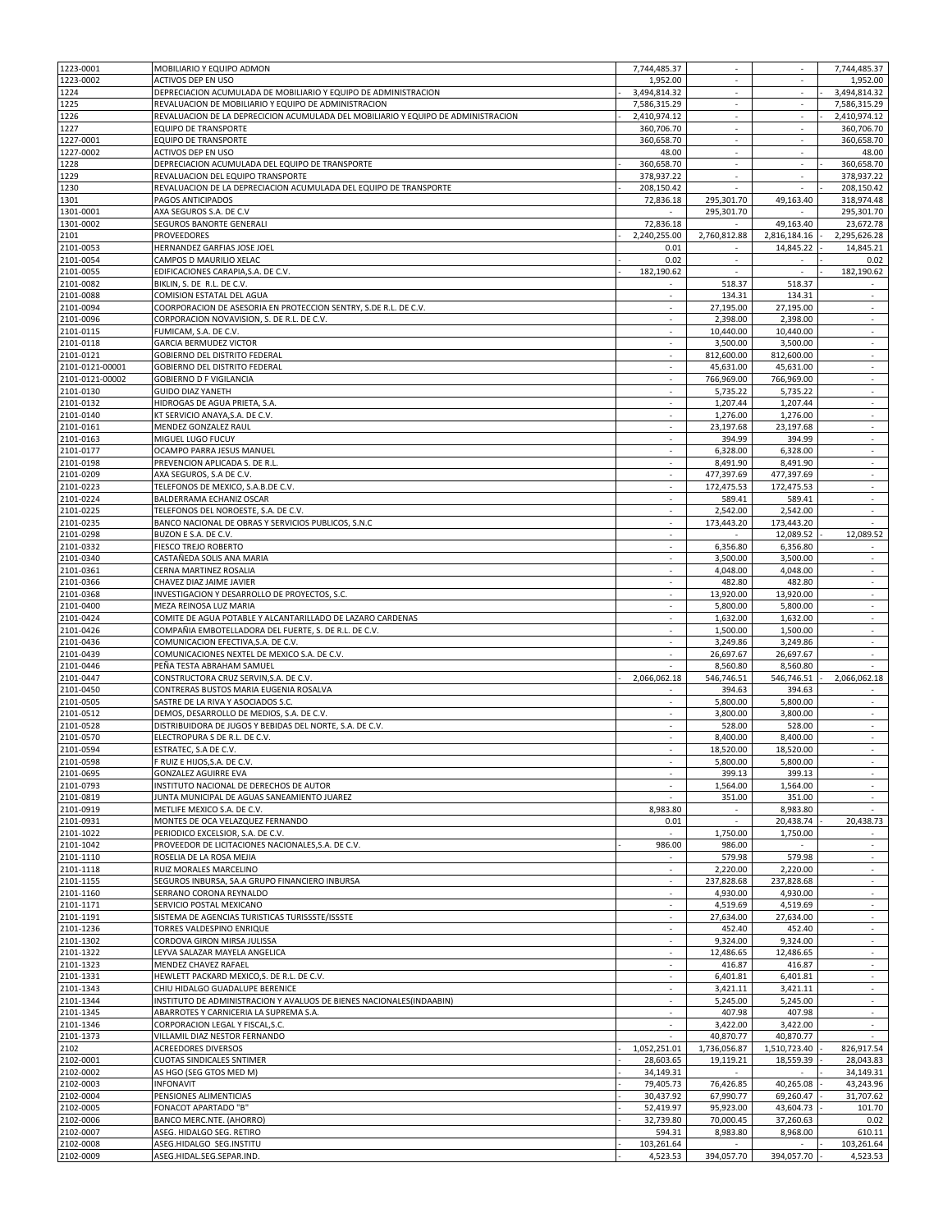| Cuenta | Nombre | | | | |
|---|---|---|---|---|---|
| 1223-0001 | MOBILIARIO Y EQUIPO ADMON | 7,744,485.37 | - | - | 7,744,485.37 |
| 1223-0002 | ACTIVOS DEP EN USO | 1,952.00 | - | - | 1,952.00 |
| 1224 | DEPRECIACION ACUMULADA DE MOBILIARIO Y EQUIPO DE ADMINISTRACION | -3,494,814.32 | - | - | -3,494,814.32 |
| 1225 | REVALUACION DE MOBILIARIO Y EQUIPO DE ADMINISTRACION | 7,586,315.29 | - | - | 7,586,315.29 |
| 1226 | REVALUACION DE LA DEPRECIACION ACUMULADA DEL MOBILIARIO Y EQUIPO DE ADMINISTRACION | -2,410,974.12 | - | - | -2,410,974.12 |
| 1227 | EQUIPO DE TRANSPORTE | 360,706.70 | - | - | 360,706.70 |
| 1227-0001 | EQUIPO DE TRANSPORTE | 360,658.70 | - | - | 360,658.70 |
| 1227-0002 | ACTIVOS DEP EN USO | 48.00 | - | - | 48.00 |
| 1228 | DEPRECIACION ACUMULADA DEL EQUIPO DE TRANSPORTE | -360,658.70 | - | - | -360,658.70 |
| 1229 | REVALUACION DEL EQUIPO TRANSPORTE | 378,937.22 | - | - | 378,937.22 |
| 1230 | REVALUACION DE LA DEPRECIACION ACUMULADA DEL EQUIPO DE TRANSPORTE | -208,150.42 | - | - | -208,150.42 |
| 1301 | PAGOS ANTICIPADOS | 72,836.18 | 295,301.70 | 49,163.40 | 318,974.48 |
| 1301-0001 | AXA SEGUROS S.A. DE C.V | - | 295,301.70 | - | 295,301.70 |
| 1301-0002 | SEGUROS BANORTE GENERALI | 72,836.18 | - | 49,163.40 | 23,672.78 |
| 2101 | PROVEEDORES | -2,240,255.00 | 2,760,812.88 | 2,816,184.16 | -2,295,626.28 |
| 2101-0053 | HERNANDEZ GARFIAS JOSE JOEL | 0.01 | - | 14,845.22 | -14,845.21 |
| 2101-0054 | CAMPOS D MAURILIO XELAC | -0.02 | - | - | -0.02 |
| 2101-0055 | EDIFICACIONES CARAPIA,S.A. DE C.V. | -182,190.62 | - | - | -182,190.62 |
| 2101-0082 | BIKLIN, S. DE R.L. DE C.V. | - | 518.37 | 518.37 | - |
| 2101-0088 | COMISION ESTATAL DEL AGUA | - | 134.31 | 134.31 | - |
| 2101-0094 | COORPORACION DE ASESORIA EN PROTECCION SENTRY, S.DE R.L. DE C.V. | - | 27,195.00 | 27,195.00 | - |
| 2101-0096 | CORPORACION NOVAVISION, S. DE R.L. DE C.V. | - | 2,398.00 | 2,398.00 | - |
| 2101-0115 | FUMICAM, S.A. DE C.V. | - | 10,440.00 | 10,440.00 | - |
| 2101-0118 | GARCIA BERMUDEZ VICTOR | - | 3,500.00 | 3,500.00 | - |
| 2101-0121 | GOBIERNO DEL DISTRITO FEDERAL | - | 812,600.00 | 812,600.00 | - |
| 2101-0121-00001 | GOBIERNO DEL DISTRITO FEDERAL | - | 45,631.00 | 45,631.00 | - |
| 2101-0121-00002 | GOBIERNO D F VIGILANCIA | - | 766,969.00 | 766,969.00 | - |
| 2101-0130 | GUIDO DIAZ YANETH | - | 5,735.22 | 5,735.22 | - |
| 2101-0132 | HIDROGAS DE AGUA PRIETA, S.A. | - | 1,207.44 | 1,207.44 | - |
| 2101-0140 | KT SERVICIO ANAYA,S.A. DE C.V. | - | 1,276.00 | 1,276.00 | - |
| 2101-0161 | MENDEZ GONZALEZ RAUL | - | 23,197.68 | 23,197.68 | - |
| 2101-0163 | MIGUEL LUGO FUCUY | - | 394.99 | 394.99 | - |
| 2101-0177 | OCAMPO PARRA JESUS MANUEL | - | 6,328.00 | 6,328.00 | - |
| 2101-0198 | PREVENCION APLICADA S. DE R.L. | - | 8,491.90 | 8,491.90 | - |
| 2101-0209 | AXA SEGUROS, S.A DE C.V. | - | 477,397.69 | 477,397.69 | - |
| 2101-0223 | TELEFONOS DE MEXICO, S.A.B.DE C.V. | - | 172,475.53 | 172,475.53 | - |
| 2101-0224 | BALDERRAMA ECHANIZ OSCAR | - | 589.41 | 589.41 | - |
| 2101-0225 | TELEFONOS DEL NOROESTE, S.A. DE C.V. | - | 2,542.00 | 2,542.00 | - |
| 2101-0235 | BANCO NACIONAL DE OBRAS Y SERVICIOS PUBLICOS, S.N.C | - | 173,443.20 | 173,443.20 | - |
| 2101-0298 | BUZON E S.A. DE C.V. | - | - | 12,089.52 | -12,089.52 |
| 2101-0332 | FIESCO TREJO ROBERTO | - | 6,356.80 | 6,356.80 | - |
| 2101-0340 | CASTAÑEDA SOLIS ANA MARIA | - | 3,500.00 | 3,500.00 | - |
| 2101-0361 | CERNA MARTINEZ ROSALIA | - | 4,048.00 | 4,048.00 | - |
| 2101-0366 | CHAVEZ DIAZ JAIME JAVIER | - | 482.80 | 482.80 | - |
| 2101-0368 | INVESTIGACION Y DESARROLLO DE PROYECTOS, S.C. | - | 13,920.00 | 13,920.00 | - |
| 2101-0400 | MEZA REINOSA LUZ MARIA | - | 5,800.00 | 5,800.00 | - |
| 2101-0424 | COMITE DE AGUA POTABLE Y ALCANTARILLADO DE LAZARO CARDENAS | - | 1,632.00 | 1,632.00 | - |
| 2101-0426 | COMPAÑIA EMBOTELLADORA DEL FUERTE, S. DE R.L. DE C.V. | - | 1,500.00 | 1,500.00 | - |
| 2101-0436 | COMUNICACION EFECTIVA,S.A. DE C.V. | - | 3,249.86 | 3,249.86 | - |
| 2101-0439 | COMUNICACIONES NEXTEL DE MEXICO S.A. DE C.V. | - | 26,697.67 | 26,697.67 | - |
| 2101-0446 | PEÑA TESTA ABRAHAM SAMUEL | - | 8,560.80 | 8,560.80 | - |
| 2101-0447 | CONSTRUCTORA CRUZ SERVIN,S.A. DE C.V. | -2,066,062.18 | 546,746.51 | 546,746.51 | -2,066,062.18 |
| 2101-0450 | CONTRERAS BUSTOS MARIA EUGENIA ROSALVA | - | 394.63 | 394.63 | - |
| 2101-0505 | SASTRE DE LA RIVA Y ASOCIADOS S.C. | - | 5,800.00 | 5,800.00 | - |
| 2101-0512 | DEMOS, DESARROLLO DE MEDIOS, S.A. DE C.V. | - | 3,800.00 | 3,800.00 | - |
| 2101-0528 | DISTRIBUIDORA DE JUGOS Y BEBIDAS DEL NORTE, S.A. DE C.V. | - | 528.00 | 528.00 | - |
| 2101-0570 | ELECTROPURA S DE R.L. DE C.V. | - | 8,400.00 | 8,400.00 | - |
| 2101-0594 | ESTRATEC, S.A DE C.V. | - | 18,520.00 | 18,520.00 | - |
| 2101-0598 | F RUIZ E HIJOS,S.A. DE C.V. | - | 5,800.00 | 5,800.00 | - |
| 2101-0695 | GONZALEZ AGUIRRE EVA | - | 399.13 | 399.13 | - |
| 2101-0793 | INSTITUTO NACIONAL DE DERECHOS DE AUTOR | - | 1,564.00 | 1,564.00 | - |
| 2101-0819 | JUNTA MUNICIPAL DE AGUAS SANEAMIENTO JUAREZ | - | 351.00 | 351.00 | - |
| 2101-0919 | METLIFE MEXICO S.A. DE C.V. | 8,983.80 | - | 8,983.80 | - |
| 2101-0931 | MONTES DE OCA VELAZQUEZ FERNANDO | 0.01 | - | 20,438.74 | -20,438.73 |
| 2101-1022 | PERIODICO EXCELSIOR, S.A. DE C.V. | - | 1,750.00 | 1,750.00 | - |
| 2101-1042 | PROVEEDOR DE LICITACIONES NACIONALES,S.A. DE C.V. | -986.00 | 986.00 | - | - |
| 2101-1110 | ROSELIA DE LA ROSA MEJIA | - | 579.98 | 579.98 | - |
| 2101-1118 | RUIZ MORALES MARCELINO | - | 2,220.00 | 2,220.00 | - |
| 2101-1155 | SEGUROS INBURSA, SA.A GRUPO FINANCIERO INBURSA | - | 237,828.68 | 237,828.68 | - |
| 2101-1160 | SERRANO CORONA REYNALDO | - | 4,930.00 | 4,930.00 | - |
| 2101-1171 | SERVICIO POSTAL MEXICANO | - | 4,519.69 | 4,519.69 | - |
| 2101-1191 | SISTEMA DE AGENCIAS TURISTICAS TURISSSTE/ISSSTE | - | 27,634.00 | 27,634.00 | - |
| 2101-1236 | TORRES VALDESPINO ENRIQUE | - | 452.40 | 452.40 | - |
| 2101-1302 | CORDOVA GIRON MIRSA JULISSA | - | 9,324.00 | 9,324.00 | - |
| 2101-1322 | LEYVA SALAZAR MAYELA ANGELICA | - | 12,486.65 | 12,486.65 | - |
| 2101-1323 | MENDEZ CHAVEZ RAFAEL | - | 416.87 | 416.87 | - |
| 2101-1331 | HEWLETT PACKARD MEXICO,S. DE R.L. DE C.V. | - | 6,401.81 | 6,401.81 | - |
| 2101-1343 | CHIU HIDALGO GUADALUPE BERENICE | - | 3,421.11 | 3,421.11 | - |
| 2101-1344 | INSTITUTO DE ADMINISTRACION Y AVALUOS DE BIENES NACIONALES(INDAABIN) | - | 5,245.00 | 5,245.00 | - |
| 2101-1345 | ABARROTES Y CARNICERIA LA SUPREMA S.A. | - | 407.98 | 407.98 | - |
| 2101-1346 | CORPORACION LEGAL Y FISCAL,S.C. | - | 3,422.00 | 3,422.00 | - |
| 2101-1373 | VILLAMIL DIAZ NESTOR FERNANDO | - | 40,870.77 | 40,870.77 | - |
| 2102 | ACREEDORES DIVERSOS | -1,052,251.01 | 1,736,056.87 | 1,510,723.40 | -826,917.54 |
| 2102-0001 | CUOTAS SINDICALES SNTIMER | -28,603.65 | 19,119.21 | 18,559.39 | -28,043.83 |
| 2102-0002 | AS HGO (SEG GTOS MED M) | -34,149.31 | - | - | -34,149.31 |
| 2102-0003 | INFONAVIT | -79,405.73 | 76,426.85 | 40,265.08 | -43,243.96 |
| 2102-0004 | PENSIONES ALIMENTICIAS | -30,437.92 | 67,990.77 | 69,260.47 | -31,707.62 |
| 2102-0005 | FONACOT APARTADO "B" | -52,419.97 | 95,923.00 | 43,604.73 | -101.70 |
| 2102-0006 | BANCO MERC.NTE. (AHORRO) | -32,739.80 | 70,000.45 | 37,260.63 | 0.02 |
| 2102-0007 | ASEG. HIDALGO SEG. RETIRO | 594.31 | 8,983.80 | 8,968.00 | 610.11 |
| 2102-0008 | ASEG.HIDALGO SEG.INSTITU | -103,261.64 | - | - | -103,261.64 |
| 2102-0009 | ASEG.HIDAL.SEG.SEPAR.IND. | -4,523.53 | 394,057.70 | 394,057.70 | -4,523.53 |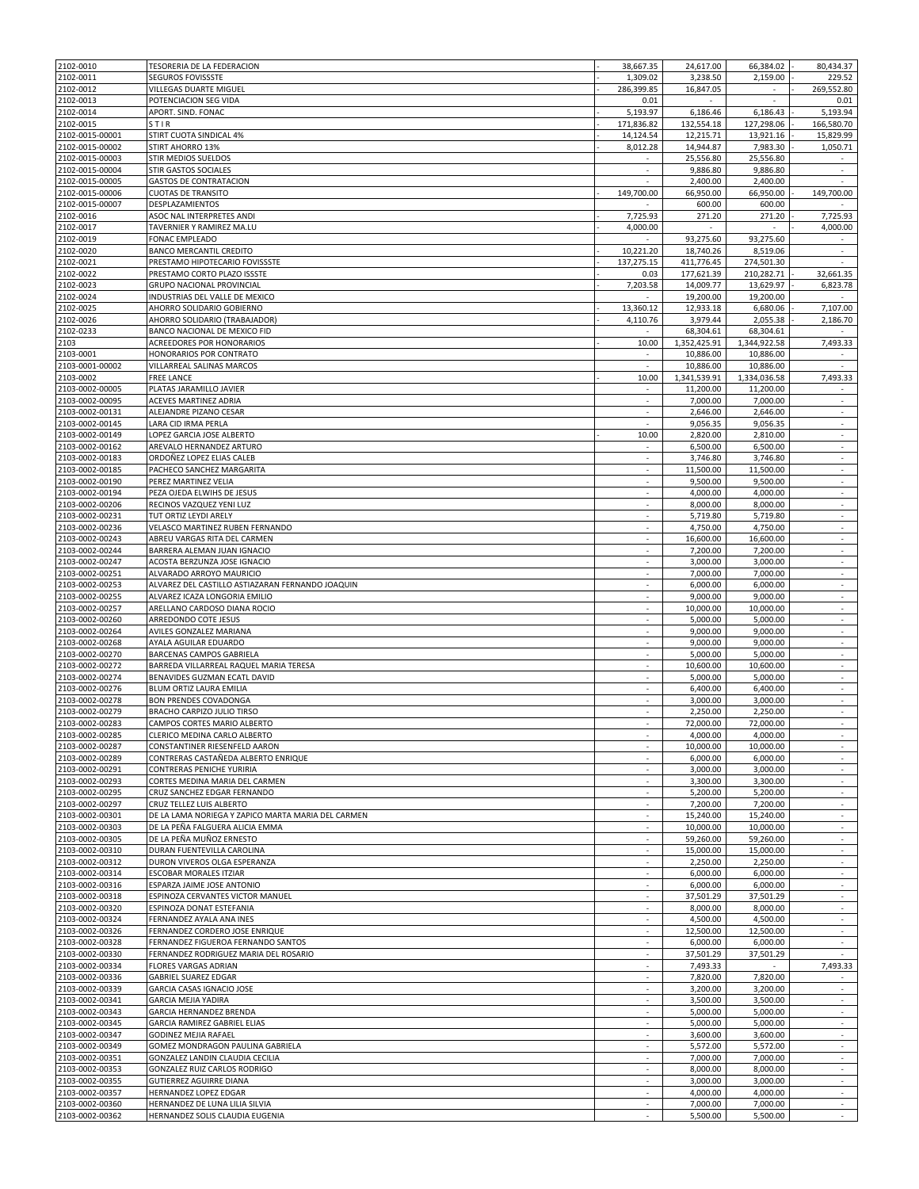| | | | | | |
|---|---|---|---|---|---|
| 2102-0010 | TESORERIA DE LA FEDERACION | -38,667.35 | 24,617.00 | 66,384.02 | -80,434.37 |
| 2102-0011 | SEGUROS FOVISSSTE | -1,309.02 | 3,238.50 | 2,159.00 | -229.52 |
| 2102-0012 | VILLEGAS DUARTE MIGUEL | -286,399.85 | 16,847.05 | - | -269,552.80 |
| 2102-0013 | POTENCIACION SEG VIDA | 0.01 | - | - | 0.01 |
| 2102-0014 | APORT. SIND. FONAC | -5,193.97 | 6,186.46 | 6,186.43 | -5,193.94 |
| 2102-0015 | S T I R | -171,836.82 | 132,554.18 | 127,298.06 | -166,580.70 |
| 2102-0015-00001 | STIRT CUOTA SINDICAL 4% | -14,124.54 | 12,215.71 | 13,921.16 | -15,829.99 |
| 2102-0015-00002 | STIRT AHORRO 13% | -8,012.28 | 14,944.87 | 7,983.30 | -1,050.71 |
| 2102-0015-00003 | STIR MEDIOS SUELDOS | - | 25,556.80 | 25,556.80 | - |
| 2102-0015-00004 | STIR GASTOS SOCIALES | - | 9,886.80 | 9,886.80 | - |
| 2102-0015-00005 | GASTOS DE CONTRATACION | - | 2,400.00 | 2,400.00 | - |
| 2102-0015-00006 | CUOTAS DE TRANSITO | -149,700.00 | 66,950.00 | 66,950.00 | -149,700.00 |
| 2102-0015-00007 | DESPLAZAMIENTOS | - | 600.00 | 600.00 | - |
| 2102-0016 | ASOC NAL INTERPRETES ANDI | -7,725.93 | 271.20 | 271.20 | -7,725.93 |
| 2102-0017 | TAVERNIER Y RAMIREZ MA.LU | -4,000.00 | - | - | -4,000.00 |
| 2102-0019 | FONAC EMPLEADO | - | 93,275.60 | 93,275.60 | - |
| 2102-0020 | BANCO MERCANTIL CREDITO | -10,221.20 | 18,740.26 | 8,519.06 | - |
| 2102-0021 | PRESTAMO HIPOTECARIO FOVISSSTE | -137,275.15 | 411,776.45 | 274,501.30 | - |
| 2102-0022 | PRESTAMO CORTO PLAZO ISSSTE | -0.03 | 177,621.39 | 210,282.71 | -32,661.35 |
| 2102-0023 | GRUPO NACIONAL PROVINCIAL | -7,203.58 | 14,009.77 | 13,629.97 | -6,823.78 |
| 2102-0024 | INDUSTRIAS DEL VALLE DE MEXICO | - | 19,200.00 | 19,200.00 | - |
| 2102-0025 | AHORRO SOLIDARIO GOBIERNO | -13,360.12 | 12,933.18 | 6,680.06 | -7,107.00 |
| 2102-0026 | AHORRO SOLIDARIO (TRABAJADOR) | -4,110.76 | 3,979.44 | 2,055.38 | -2,186.70 |
| 2102-0233 | BANCO NACIONAL DE MEXICO FID | - | 68,304.61 | 68,304.61 | - |
| 2103 | ACREEDORES POR HONORARIOS | -10.00 | 1,352,425.91 | 1,344,922.58 | 7,493.33 |
| 2103-0001 | HONORARIOS POR CONTRATO | - | 10,886.00 | 10,886.00 | - |
| 2103-0001-00002 | VILLARREAL SALINAS MARCOS | - | 10,886.00 | 10,886.00 | - |
| 2103-0002 | FREE LANCE | -10.00 | 1,341,539.91 | 1,334,036.58 | 7,493.33 |
| 2103-0002-00005 | PLATAS JARAMILLO JAVIER | - | 11,200.00 | 11,200.00 | - |
| 2103-0002-00095 | ACEVES MARTINEZ ADRIA | - | 7,000.00 | 7,000.00 | - |
| 2103-0002-00131 | ALEJANDRE PIZANO CESAR | - | 2,646.00 | 2,646.00 | - |
| 2103-0002-00145 | LARA CID IRMA PERLA | - | 9,056.35 | 9,056.35 | - |
| 2103-0002-00149 | LOPEZ GARCIA JOSE ALBERTO | -10.00 | 2,820.00 | 2,810.00 | - |
| 2103-0002-00162 | AREVALO HERNANDEZ ARTURO | - | 6,500.00 | 6,500.00 | - |
| 2103-0002-00183 | ORDOÑEZ LOPEZ ELIAS CALEB | - | 3,746.80 | 3,746.80 | - |
| 2103-0002-00185 | PACHECO SANCHEZ MARGARITA | - | 11,500.00 | 11,500.00 | - |
| 2103-0002-00190 | PEREZ MARTINEZ VELIA | - | 9,500.00 | 9,500.00 | - |
| 2103-0002-00194 | PEZA OJEDA ELWIHS DE JESUS | - | 4,000.00 | 4,000.00 | - |
| 2103-0002-00206 | RECINOS VAZQUEZ YENI LUZ | - | 8,000.00 | 8,000.00 | - |
| 2103-0002-00231 | TUT ORTIZ LEYDI ARELY | - | 5,719.80 | 5,719.80 | - |
| 2103-0002-00236 | VELASCO MARTINEZ RUBEN FERNANDO | - | 4,750.00 | 4,750.00 | - |
| 2103-0002-00243 | ABREU VARGAS RITA DEL CARMEN | - | 16,600.00 | 16,600.00 | - |
| 2103-0002-00244 | BARRERA ALEMAN JUAN IGNACIO | - | 7,200.00 | 7,200.00 | - |
| 2103-0002-00247 | ACOSTA BERZUNZA JOSE IGNACIO | - | 3,000.00 | 3,000.00 | - |
| 2103-0002-00251 | ALVARADO ARROYO MAURICIO | - | 7,000.00 | 7,000.00 | - |
| 2103-0002-00253 | ALVAREZ DEL CASTILLO ASTIAZARAN FERNANDO JOAQUIN | - | 6,000.00 | 6,000.00 | - |
| 2103-0002-00255 | ALVAREZ ICAZA LONGORIA EMILIO | - | 9,000.00 | 9,000.00 | - |
| 2103-0002-00257 | ARELLANO CARDOSO DIANA ROCIO | - | 10,000.00 | 10,000.00 | - |
| 2103-0002-00260 | ARREDONDO COTE JESUS | - | 5,000.00 | 5,000.00 | - |
| 2103-0002-00264 | AVILES GONZALEZ MARIANA | - | 9,000.00 | 9,000.00 | - |
| 2103-0002-00268 | AYALA AGUILAR EDUARDO | - | 9,000.00 | 9,000.00 | - |
| 2103-0002-00270 | BARCENAS CAMPOS GABRIELA | - | 5,000.00 | 5,000.00 | - |
| 2103-0002-00272 | BARREDA VILLARREAL RAQUEL MARIA TERESA | - | 10,600.00 | 10,600.00 | - |
| 2103-0002-00274 | BENAVIDES GUZMAN ECATL DAVID | - | 5,000.00 | 5,000.00 | - |
| 2103-0002-00276 | BLUM ORTIZ LAURA EMILIA | - | 6,400.00 | 6,400.00 | - |
| 2103-0002-00278 | BON PRENDES COVADONGA | - | 3,000.00 | 3,000.00 | - |
| 2103-0002-00279 | BRACHO CARPIZO JULIO TIRSO | - | 2,250.00 | 2,250.00 | - |
| 2103-0002-00283 | CAMPOS CORTES MARIO ALBERTO | - | 72,000.00 | 72,000.00 | - |
| 2103-0002-00285 | CLERICO MEDINA CARLO ALBERTO | - | 4,000.00 | 4,000.00 | - |
| 2103-0002-00287 | CONSTANTINER RIESENFELD AARON | - | 10,000.00 | 10,000.00 | - |
| 2103-0002-00289 | CONTRERAS CASTAÑEDA ALBERTO ENRIQUE | - | 6,000.00 | 6,000.00 | - |
| 2103-0002-00291 | CONTRERAS PENICHE YURIRIA | - | 3,000.00 | 3,000.00 | - |
| 2103-0002-00293 | CORTES MEDINA MARIA DEL CARMEN | - | 3,300.00 | 3,300.00 | - |
| 2103-0002-00295 | CRUZ SANCHEZ EDGAR FERNANDO | - | 5,200.00 | 5,200.00 | - |
| 2103-0002-00297 | CRUZ TELLEZ LUIS ALBERTO | - | 7,200.00 | 7,200.00 | - |
| 2103-0002-00301 | DE LA LAMA NORIEGA Y ZAPICO MARTA MARIA DEL CARMEN | - | 15,240.00 | 15,240.00 | - |
| 2103-0002-00303 | DE LA PEÑA FALGUERA ALICIA EMMA | - | 10,000.00 | 10,000.00 | - |
| 2103-0002-00305 | DE LA PEÑA MUÑOZ ERNESTO | - | 59,260.00 | 59,260.00 | - |
| 2103-0002-00310 | DURAN FUENTEVILLA CAROLINA | - | 15,000.00 | 15,000.00 | - |
| 2103-0002-00312 | DURON VIVEROS OLGA ESPERANZA | - | 2,250.00 | 2,250.00 | - |
| 2103-0002-00314 | ESCOBAR MORALES ITZIAR | - | 6,000.00 | 6,000.00 | - |
| 2103-0002-00316 | ESPARZA JAIME JOSE ANTONIO | - | 6,000.00 | 6,000.00 | - |
| 2103-0002-00318 | ESPINOZA CERVANTES VICTOR MANUEL | - | 37,501.29 | 37,501.29 | - |
| 2103-0002-00320 | ESPINOZA DONAT ESTEFANIA | - | 8,000.00 | 8,000.00 | - |
| 2103-0002-00324 | FERNANDEZ AYALA ANA INES | - | 4,500.00 | 4,500.00 | - |
| 2103-0002-00326 | FERNANDEZ CORDERO JOSE ENRIQUE | - | 12,500.00 | 12,500.00 | - |
| 2103-0002-00328 | FERNANDEZ FIGUEROA FERNANDO SANTOS | - | 6,000.00 | 6,000.00 | - |
| 2103-0002-00330 | FERNANDEZ RODRIGUEZ MARIA DEL ROSARIO | - | 37,501.29 | 37,501.29 | - |
| 2103-0002-00334 | FLORES VARGAS ADRIAN | - | 7,493.33 | - | 7,493.33 |
| 2103-0002-00336 | GABRIEL SUAREZ EDGAR | - | 7,820.00 | 7,820.00 | - |
| 2103-0002-00339 | GARCIA CASAS IGNACIO JOSE | - | 3,200.00 | 3,200.00 | - |
| 2103-0002-00341 | GARCIA MEJIA YADIRA | - | 3,500.00 | 3,500.00 | - |
| 2103-0002-00343 | GARCIA HERNANDEZ BRENDA | - | 5,000.00 | 5,000.00 | - |
| 2103-0002-00345 | GARCIA RAMIREZ GABRIEL ELIAS | - | 5,000.00 | 5,000.00 | - |
| 2103-0002-00347 | GODINEZ MEJIA RAFAEL | - | 3,600.00 | 3,600.00 | - |
| 2103-0002-00349 | GOMEZ MONDRAGON PAULINA GABRIELA | - | 5,572.00 | 5,572.00 | - |
| 2103-0002-00351 | GONZALEZ LANDIN CLAUDIA CECILIA | - | 7,000.00 | 7,000.00 | - |
| 2103-0002-00353 | GONZALEZ RUIZ CARLOS RODRIGO | - | 8,000.00 | 8,000.00 | - |
| 2103-0002-00355 | GUTIERREZ AGUIRRE DIANA | - | 3,000.00 | 3,000.00 | - |
| 2103-0002-00357 | HERNANDEZ LOPEZ EDGAR | - | 4,000.00 | 4,000.00 | - |
| 2103-0002-00360 | HERNANDEZ DE LUNA LILIA SILVIA | - | 7,000.00 | 7,000.00 | - |
| 2103-0002-00362 | HERNANDEZ SOLIS CLAUDIA EUGENIA | - | 5,500.00 | 5,500.00 | - |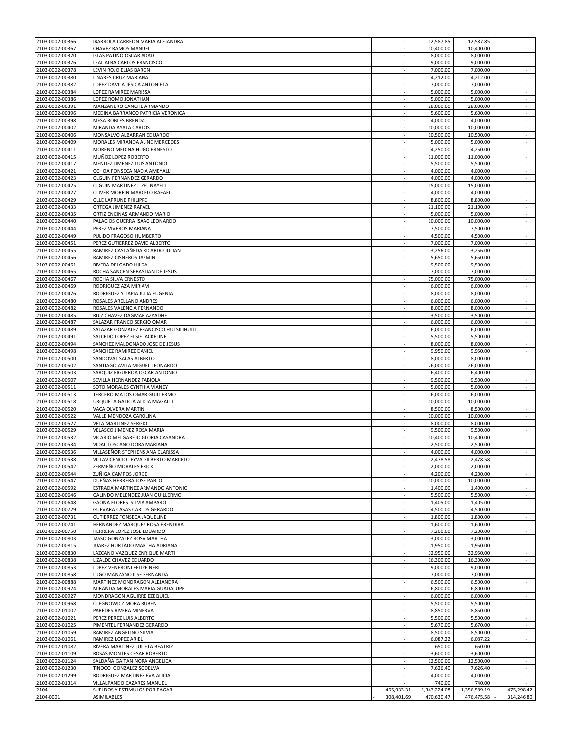| | | | | | |
|---|---|---|---|---|---|
| 2103-0002-00366 | IBARROLA CARREON MARIA ALEJANDRA | - | 12,587.85 | 12,587.85 | - |
| 2103-0002-00367 | CHAVEZ RAMOS MANUEL | - | 10,400.00 | 10,400.00 | - |
| 2103-0002-00370 | ISLAS PATIÑO OSCAR ADAD | - | 8,000.00 | 8,000.00 | - |
| 2103-0002-00376 | LEAL ALBA CARLOS FRANCISCO | - | 9,000.00 | 9,000.00 | - |
| 2103-0002-00378 | LEVIN ROJO ELIAS BARON | - | 7,000.00 | 7,000.00 | - |
| 2103-0002-00380 | LINARES CRUZ MARIANA | - | 4,212.00 | 4,212.00 | - |
| 2103-0002-00382 | LOPEZ DAVILA JESICA ANTONIETA | - | 7,000.00 | 7,000.00 | - |
| 2103-0002-00384 | LOPEZ RAMIREZ MARISSA | - | 5,000.00 | 5,000.00 | - |
| 2103-0002-00386 | LOPEZ ROMO JONATHAN | - | 5,000.00 | 5,000.00 | - |
| 2103-0002-00391 | MANZANERO CANCHE ARMANDO | - | 28,000.00 | 28,000.00 | - |
| 2103-0002-00396 | MEDINA BARRANCO PATRICIA VERONICA | - | 5,600.00 | 5,600.00 | - |
| 2103-0002-00398 | MESA ROBLES BRENDA | - | 4,000.00 | 4,000.00 | - |
| 2103-0002-00402 | MIRANDA AYALA CARLOS | - | 10,000.00 | 10,000.00 | - |
| 2103-0002-00406 | MONSALVO ALBARRAN EDUARDO | - | 10,500.00 | 10,500.00 | - |
| 2103-0002-00409 | MORALES MIRANDA ALINE MERCEDES | - | 5,000.00 | 5,000.00 | - |
| 2103-0002-00411 | MORENO MEDINA HUGO ERNESTO | - | 4,250.00 | 4,250.00 | - |
| 2103-0002-00415 | MUÑOZ LOPEZ ROBERTO | - | 11,000.00 | 11,000.00 | - |
| 2103-0002-00417 | MENDEZ JIMENEZ LUIS ANTONIO | - | 5,500.00 | 5,500.00 | - |
| 2103-0002-00421 | OCHOA FONSECA NADIA AMEYALLI | - | 4,000.00 | 4,000.00 | - |
| 2103-0002-00423 | OLGUIN FERNANDEZ GERARDO | - | 4,000.00 | 4,000.00 | - |
| 2103-0002-00425 | OLGUIN MARTINEZ ITZEL NAYELI | - | 15,000.00 | 15,000.00 | - |
| 2103-0002-00427 | OLIVER MORFIN MARCELO RAFAEL | - | 4,000.00 | 4,000.00 | - |
| 2103-0002-00429 | OLLE LAPRUNE PHILIPPE | - | 8,800.00 | 8,800.00 | - |
| 2103-0002-00433 | ORTEGA JIMENEZ RAFAEL | - | 21,100.00 | 21,100.00 | - |
| 2103-0002-00435 | ORTIZ ENCINAS ARMANDO MARIO | - | 5,000.00 | 5,000.00 | - |
| 2103-0002-00440 | PALACIOS GUERRA ISAAC LEONARDO | - | 10,000.00 | 10,000.00 | - |
| 2103-0002-00444 | PEREZ VIVEROS MARIANA | - | 7,500.00 | 7,500.00 | - |
| 2103-0002-00449 | PULIDO FRAGOSO HUMBERTO | - | 4,500.00 | 4,500.00 | - |
| 2103-0002-00451 | PEREZ GUTIERREZ DAVID ALBERTO | - | 7,000.00 | 7,000.00 | - |
| 2103-0002-00455 | RAMIREZ CASTAÑEDA RICARDO JULIAN | - | 3,256.00 | 3,256.00 | - |
| 2103-0002-00456 | RAMIREZ CISNEROS JAZMIN | - | 5,650.00 | 5,650.00 | - |
| 2103-0002-00461 | RIVERA DELGADO HILDA | - | 9,500.00 | 9,500.00 | - |
| 2103-0002-00465 | ROCHA SANCEN SEBASTIAN DE JESUS | - | 7,000.00 | 7,000.00 | - |
| 2103-0002-00467 | ROCHA SILVA ERNESTO | - | 75,000.00 | 75,000.00 | - |
| 2103-0002-00469 | RODRIGUEZ AZA MIRIAM | - | 6,000.00 | 6,000.00 | - |
| 2103-0002-00476 | RODRIGUEZ Y TAPIA JULIA EUGENIA | - | 8,000.00 | 8,000.00 | - |
| 2103-0002-00480 | ROSALES ARELLANO ANDRES | - | 6,000.00 | 6,000.00 | - |
| 2103-0002-00482 | ROSALES VALENCIA FERNANDO | - | 8,000.00 | 8,000.00 | - |
| 2103-0002-00485 | RUIZ CHAVEZ DAGMAR AZYADHE | - | 3,500.00 | 3,500.00 | - |
| 2103-0002-00487 | SALAZAR FRANCO SERGIO OMAR | - | 6,000.00 | 6,000.00 | - |
| 2103-0002-00489 | SALAZAR GONZALEZ FRANCISCO HUTSILIHUITL | - | 6,000.00 | 6,000.00 | - |
| 2103-0002-00491 | SALCEDO LOPEZ ELSIE JACKELINE | - | 5,500.00 | 5,500.00 | - |
| 2103-0002-00494 | SANCHEZ MALDONADO JOSE DE JESUS | - | 8,000.00 | 8,000.00 | - |
| 2103-0002-00498 | SANCHEZ RAMIREZ DANIEL | - | 9,950.00 | 9,950.00 | - |
| 2103-0002-00500 | SANDOVAL SALAS ALBERTO | - | 8,000.00 | 8,000.00 | - |
| 2103-0002-00502 | SANTIAGO AVILA MIGUEL LEONARDO | - | 26,000.00 | 26,000.00 | - |
| 2103-0002-00503 | SARQUIZ FIGUEROA OSCAR ANTONIO | - | 6,400.00 | 6,400.00 | - |
| 2103-0002-00507 | SEVILLA HERNANDEZ FABIOLA | - | 9,500.00 | 9,500.00 | - |
| 2103-0002-00511 | SOTO MORALES CYNTHIA VIANEY | - | 5,000.00 | 5,000.00 | - |
| 2103-0002-00513 | TERCERO MATOS OMAR GUILLERMO | - | 6,000.00 | 6,000.00 | - |
| 2103-0002-00518 | URQUIETA GALICIA ALICIA MAGALLI | - | 10,000.00 | 10,000.00 | - |
| 2103-0002-00520 | VACA OLVERA MARTIN | - | 8,500.00 | 8,500.00 | - |
| 2103-0002-00522 | VALLE MENDOZA CAROLINA | - | 10,000.00 | 10,000.00 | - |
| 2103-0002-00527 | VELA MARTINEZ SERGIO | - | 8,000.00 | 8,000.00 | - |
| 2103-0002-00529 | VELASCO JIMENEZ ROSA MARIA | - | 9,500.00 | 9,500.00 | - |
| 2103-0002-00532 | VICARIO MELGAREJO GLORIA CASANDRA | - | 10,400.00 | 10,400.00 | - |
| 2103-0002-00534 | VIDAL TOSCANO DORA MARIANA | - | 2,500.00 | 2,500.00 | - |
| 2103-0002-00536 | VILLASEÑOR STEPHENS ANA CLARISSA | - | 4,000.00 | 4,000.00 | - |
| 2103-0002-00538 | VILLAVICENCIO LEYVA GILBERTO MARCELO | - | 2,478.58 | 2,478.58 | - |
| 2103-0002-00542 | ZERMEÑO MORALES ERICK | - | 2,000.00 | 2,000.00 | - |
| 2103-0002-00544 | ZUÑIGA CAMPOS JORGE | - | 4,200.00 | 4,200.00 | - |
| 2103-0002-00547 | DUEÑAS HERRERA JOSE PABLO | - | 10,000.00 | 10,000.00 | - |
| 2103-0002-00592 | ESTRADA MARTINEZ ARMANDO ANTONIO | - | 1,400.00 | 1,400.00 | - |
| 2103-0002-00646 | GALINDO MELENDEZ JUAN GUILLERMO | - | 5,500.00 | 5,500.00 | - |
| 2103-0002-00648 | GAONA FLORES SILVIA AMPARO | - | 1,405.00 | 1,405.00 | - |
| 2103-0002-00729 | GUEVARA CASAS CARLOS GERARDO | - | 4,500.00 | 4,500.00 | - |
| 2103-0002-00731 | GUTIERREZ FONSECA JAQUELINE | - | 1,800.00 | 1,800.00 | - |
| 2103-0002-00741 | HERNANDEZ MARQUEZ ROSA ERENDIRA | - | 1,600.00 | 1,600.00 | - |
| 2103-0002-00750 | HERRERA LOPEZ JOSE EDUARDO | - | 7,200.00 | 7,200.00 | - |
| 2103-0002-00803 | JASSO GONZALEZ ROSA MARTHA | - | 3,000.00 | 3,000.00 | - |
| 2103-0002-00815 | JUAREZ HURTADO MARTHA ADRIANA | - | 1,950.00 | 1,950.00 | - |
| 2103-0002-00830 | LAZCANO VAZQUEZ ENRIQUE MARTI | - | 32,950.00 | 32,950.00 | - |
| 2103-0002-00838 | LIZALDE CHAVEZ EDUARDO | - | 16,300.00 | 16,300.00 | - |
| 2103-0002-00853 | LOPEZ VENERONI FELIPE NERI | - | 9,000.00 | 9,000.00 | - |
| 2103-0002-00858 | LUGO MANZANO ILSE FERNANDA | - | 7,000.00 | 7,000.00 | - |
| 2103-0002-00888 | MARTINEZ MONDRAGON ALEJANDRA | - | 6,500.00 | 6,500.00 | - |
| 2103-0002-00924 | MIRANDA MORALES MARIA GUADALUPE | - | 6,800.00 | 6,800.00 | - |
| 2103-0002-00927 | MONDRAGON AGUIRRE EZEQUIEL | - | 6,000.00 | 6,000.00 | - |
| 2103-0002-00968 | OLEGNOWICZ MORA RUBEN | - | 5,500.00 | 5,500.00 | - |
| 2103-0002-01002 | PAREDES RIVERA MINERVA | - | 8,850.00 | 8,850.00 | - |
| 2103-0002-01021 | PEREZ PEREZ LUIS ALBERTO | - | 5,500.00 | 5,500.00 | - |
| 2103-0002-01025 | PIMENTEL FERNANDEZ GERARDO | - | 5,670.00 | 5,670.00 | - |
| 2103-0002-01059 | RAMIREZ ANGELINO SILVIA | - | 8,500.00 | 8,500.00 | - |
| 2103-0002-01061 | RAMIREZ LOPEZ ARIEL | - | 6,087.22 | 6,087.22 | - |
| 2103-0002-01082 | RIVERA MARTINEZ JULIETA BEATRIZ | - | 650.00 | 650.00 | - |
| 2103-0002-01109 | ROSAS MONTES CESAR ROBERTO | - | 3,600.00 | 3,600.00 | - |
| 2103-0002-01124 | SALDAÑA GAITAN NORA ANGELICA | - | 12,500.00 | 12,500.00 | - |
| 2103-0002-01230 | TINOCO GONZALEZ SODELVA | - | 7,626.40 | 7,626.40 | - |
| 2103-0002-01299 | RODRIGUEZ MARTINEZ EVA ALICIA | - | 4,000.00 | 4,000.00 | - |
| 2103-0002-01314 | VILLALPANDO CAZARES MANUEL | - | 740.00 | 740.00 | - |
| 2104 | SUELDOS Y ESTIMULOS POR PAGAR | - 465,933.31 | 1,347,224.08 | 1,356,589.19 | - 475,298.42 |
| 2104-0001 | ASIMILABLES | - 308,401.69 | 470,630.47 | 476,475.58 | - 314,246.80 |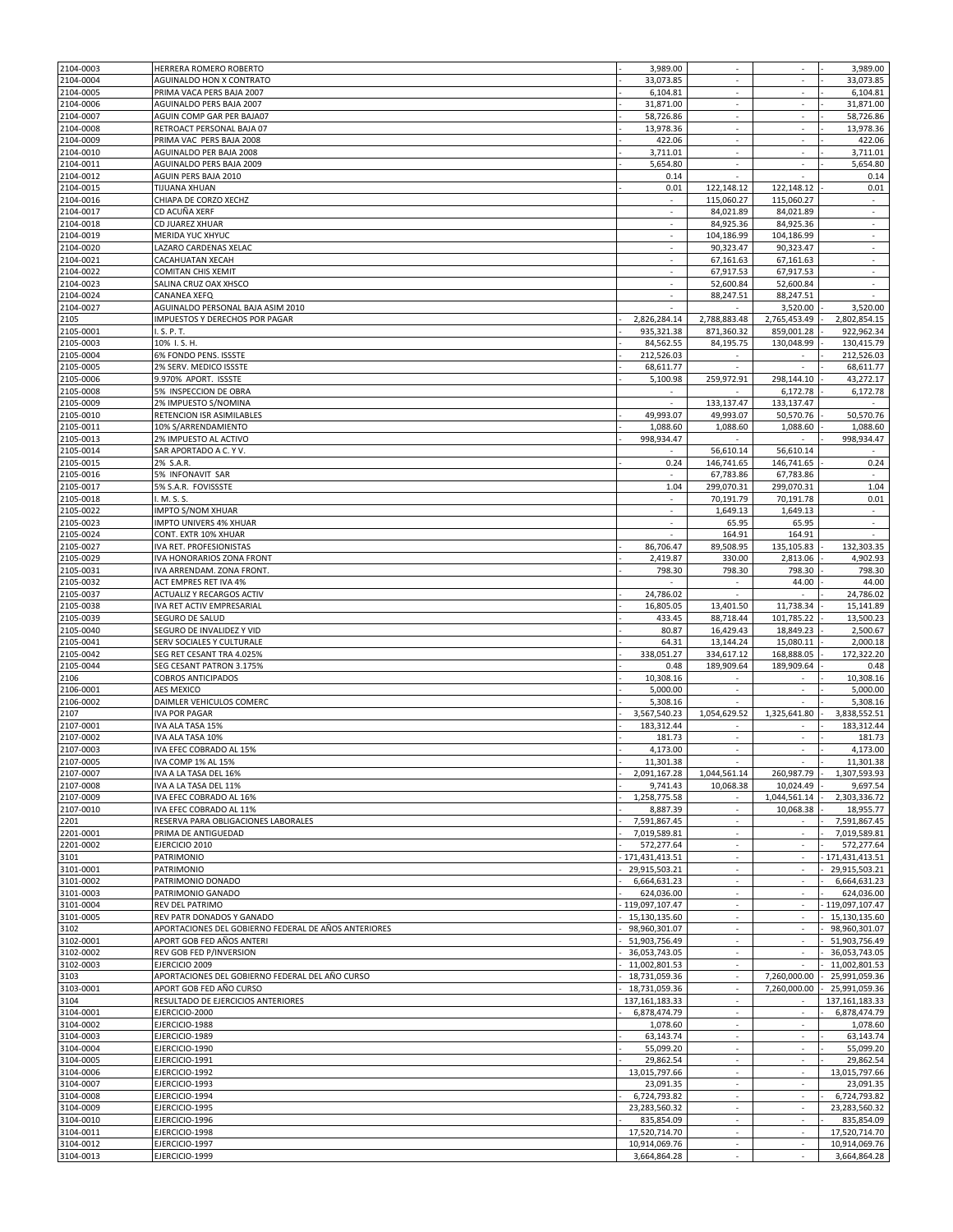| | | | | | |
|---|---|---|---|---|---|
| 2104-0003 | HERRERA ROMERO ROBERTO | - 3,989.00 | - | - | - 3,989.00 |
| 2104-0004 | AGUINALDO HON X CONTRATO | - 33,073.85 | - | - | - 33,073.85 |
| 2104-0005 | PRIMA VACA PERS BAJA 2007 | - 6,104.81 | - | - | - 6,104.81 |
| 2104-0006 | AGUINALDO PERS BAJA 2007 | - 31,871.00 | - | - | - 31,871.00 |
| 2104-0007 | AGUIN COMP GAR PER BAJA07 | - 58,726.86 | - | - | - 58,726.86 |
| 2104-0008 | RETROACT PERSONAL BAJA 07 | - 13,978.36 | - | - | - 13,978.36 |
| 2104-0009 | PRIMA VAC PERS BAJA 2008 | - 422.06 | - | - | - 422.06 |
| 2104-0010 | AGUINALDO PER BAJA 2008 | - 3,711.01 | - | - | - 3,711.01 |
| 2104-0011 | AGUINALDO PERS BAJA 2009 | - 5,654.80 | - | - | - 5,654.80 |
| 2104-0012 | AGUIN PERS BAJA 2010 | 0.14 | - | - | 0.14 |
| 2104-0015 | TIJUANA XHUAN | - 0.01 | 122,148.12 | 122,148.12 | - 0.01 |
| 2104-0016 | CHIAPA DE CORZO XECHZ | - | 115,060.27 | 115,060.27 | - |
| 2104-0017 | CD ACUÑA XERF | - | 84,021.89 | 84,021.89 | - |
| 2104-0018 | CD JUAREZ XHUAR | - | 84,925.36 | 84,925.36 | - |
| 2104-0019 | MERIDA YUC XHYUC | - | 104,186.99 | 104,186.99 | - |
| 2104-0020 | LAZARO CARDENAS XELAC | - | 90,323.47 | 90,323.47 | - |
| 2104-0021 | CACAHUATAN XECAH | - | 67,161.63 | 67,161.63 | - |
| 2104-0022 | COMITAN CHIS XEMIT | - | 67,917.53 | 67,917.53 | - |
| 2104-0023 | SALINA CRUZ OAX XHSCO | - | 52,600.84 | 52,600.84 | - |
| 2104-0024 | CANANEA XEFQ | - | 88,247.51 | 88,247.51 | - |
| 2104-0027 | AGUINALDO PERSONAL BAJA ASIM 2010 | - | - | 3,520.00 | - 3,520.00 |
| 2105 | IMPUESTOS Y DERECHOS POR PAGAR | - 2,826,284.14 | 2,788,883.48 | 2,765,453.49 | - 2,802,854.15 |
| 2105-0001 | I. S. P. T. | - 935,321.38 | 871,360.32 | 859,001.28 | - 922,962.34 |
| 2105-0003 | 10% I. S. H. | - 84,562.55 | 84,195.75 | 130,048.99 | - 130,415.79 |
| 2105-0004 | 6% FONDO PENS. ISSSTE | - 212,526.03 | - | - | - 212,526.03 |
| 2105-0005 | 2% SERV. MEDICO ISSSTE | - 68,611.77 | - | - | - 68,611.77 |
| 2105-0006 | 9.970% APORT. ISSSTE | - 5,100.98 | 259,972.91 | 298,144.10 | - 43,272.17 |
| 2105-0008 | 5% INSPECCION DE OBRA | - | - | 6,172.78 | - 6,172.78 |
| 2105-0009 | 2% IMPUESTO S/NOMINA | - | 133,137.47 | 133,137.47 | - |
| 2105-0010 | RETENCION ISR ASIMILABLES | - 49,993.07 | 49,993.07 | 50,570.76 | - 50,570.76 |
| 2105-0011 | 10% S/ARRENDAMIENTO | - 1,088.60 | 1,088.60 | 1,088.60 | - 1,088.60 |
| 2105-0013 | 2% IMPUESTO AL ACTIVO | - 998,934.47 | - | - | - 998,934.47 |
| 2105-0014 | SAR APORTADO A C. Y V. | - | 56,610.14 | 56,610.14 | - |
| 2105-0015 | 2% S.A.R. | 0.24 | 146,741.65 | 146,741.65 | 0.24 |
| 2105-0016 | 5% INFONAVIT SAR | - | 67,783.86 | 67,783.86 | - |
| 2105-0017 | 5% S.A.R. FOVISSSTE | 1.04 | 299,070.31 | 299,070.31 | 1.04 |
| 2105-0018 | I. M. S. S. | - | 70,191.79 | 70,191.78 | 0.01 |
| 2105-0022 | IMPTO S/NOM XHUAR | - | 1,649.13 | 1,649.13 | - |
| 2105-0023 | IMPTO UNIVERS 4% XHUAR | - | 65.95 | 65.95 | - |
| 2105-0024 | CONT. EXTR 10% XHUAR | - | 164.91 | 164.91 | - |
| 2105-0027 | IVA RET. PROFESIONISTAS | - 86,706.47 | 89,508.95 | 135,105.83 | - 132,303.35 |
| 2105-0029 | IVA HONORARIOS ZONA FRONT | - 2,419.87 | 330.00 | 2,813.06 | - 4,902.93 |
| 2105-0031 | IVA ARRENDAM. ZONA FRONT. | - 798.30 | 798.30 | 798.30 | - 798.30 |
| 2105-0032 | ACT EMPRES RET IVA 4% | - | - | 44.00 | - 44.00 |
| 2105-0037 | ACTUALIZ Y RECARGOS ACTIV | - 24,786.02 | - | - | - 24,786.02 |
| 2105-0038 | IVA RET ACTIV EMPRESARIAL | - 16,805.05 | 13,401.50 | 11,738.34 | - 15,141.89 |
| 2105-0039 | SEGURO DE SALUD | - 433.45 | 88,718.44 | 101,785.22 | - 13,500.23 |
| 2105-0040 | SEGURO DE INVALIDEZ Y VID | - 80.87 | 16,429.43 | 18,849.23 | - 2,500.67 |
| 2105-0041 | SERV SOCIALES Y CULTURALE | - 64.31 | 13,144.24 | 15,080.11 | - 2,000.18 |
| 2105-0042 | SEG RET CESANT TRA 4.025% | - 338,051.27 | 334,617.12 | 168,888.05 | - 172,322.20 |
| 2105-0044 | SEG CESANT PATRON 3.175% | - 0.48 | 189,909.64 | 189,909.64 | - 0.48 |
| 2106 | COBROS ANTICIPADOS | - 10,308.16 | - | - | - 10,308.16 |
| 2106-0001 | AES MEXICO | - 5,000.00 | - | - | - 5,000.00 |
| 2106-0002 | DAIMLER VEHICULOS COMERC | - 5,308.16 | - | - | - 5,308.16 |
| 2107 | IVA POR PAGAR | - 3,567,540.23 | 1,054,629.52 | 1,325,641.80 | - 3,838,552.51 |
| 2107-0001 | IVA ALA TASA 15% | - 183,312.44 | - | - | - 183,312.44 |
| 2107-0002 | IVA ALA TASA 10% | - 181.73 | - | - | - 181.73 |
| 2107-0003 | IVA EFEC COBRADO AL 15% | - 4,173.00 | - | - | - 4,173.00 |
| 2107-0005 | IVA COMP 1% AL 15% | - 11,301.38 | - | - | - 11,301.38 |
| 2107-0007 | IVA A LA TASA DEL 16% | - 2,091,167.28 | 1,044,561.14 | 260,987.79 | - 1,307,593.93 |
| 2107-0008 | IVA A LA TASA DEL 11% | - 9,741.43 | 10,068.38 | 10,024.49 | - 9,697.54 |
| 2107-0009 | IVA EFEC COBRADO AL 16% | - 1,258,775.58 | - | 1,044,561.14 | - 2,303,336.72 |
| 2107-0010 | IVA EFEC COBRADO AL 11% | - 8,887.39 | - | 10,068.38 | - 18,955.77 |
| 2201 | RESERVA PARA OBLIGACIONES LABORALES | - 7,591,867.45 | - | - | - 7,591,867.45 |
| 2201-0001 | PRIMA DE ANTIGUEDAD | - 7,019,589.81 | - | - | - 7,019,589.81 |
| 2201-0002 | EJERCICIO 2010 | - 572,277.64 | - | - | - 572,277.64 |
| 3101 | PATRIMONIO | - 171,431,413.51 | - | - | - 171,431,413.51 |
| 3101-0001 | PATRIMONIO | - 29,915,503.21 | - | - | - 29,915,503.21 |
| 3101-0002 | PATRIMONIO DONADO | - 6,664,631.23 | - | - | - 6,664,631.23 |
| 3101-0003 | PATRIMONIO GANADO | - 624,036.00 | - | - | - 624,036.00 |
| 3101-0004 | REV DEL PATRIMO | - 119,097,107.47 | - | - | - 119,097,107.47 |
| 3101-0005 | REV PATR DONADOS Y GANADO | - 15,130,135.60 | - | - | - 15,130,135.60 |
| 3102 | APORTACIONES DEL GOBIERNO FEDERAL DE AÑOS ANTERIORES | - 98,960,301.07 | - | - | - 98,960,301.07 |
| 3102-0001 | APORT GOB FED AÑOS ANTERI | - 51,903,756.49 | - | - | - 51,903,756.49 |
| 3102-0002 | REV GOB FED P/INVERSION | - 36,053,743.05 | - | - | - 36,053,743.05 |
| 3102-0003 | EJERCICIO 2009 | - 11,002,801.53 | - | - | - 11,002,801.53 |
| 3103 | APORTACIONES DEL GOBIERNO FEDERAL DEL AÑO CURSO | - 18,731,059.36 | - | 7,260,000.00 | - 25,991,059.36 |
| 3103-0001 | APORT GOB FED AÑO CURSO | - 18,731,059.36 | - | 7,260,000.00 | - 25,991,059.36 |
| 3104 | RESULTADO DE EJERCICIOS ANTERIORES | 137,161,183.33 | - | - | 137,161,183.33 |
| 3104-0001 | EJERCICIO-2000 | - 6,878,474.79 | - | - | - 6,878,474.79 |
| 3104-0002 | EJERCICIO-1988 | 1,078.60 | - | - | 1,078.60 |
| 3104-0003 | EJERCICIO-1989 | - 63,143.74 | - | - | - 63,143.74 |
| 3104-0004 | EJERCICIO-1990 | - 55,099.20 | - | - | - 55,099.20 |
| 3104-0005 | EJERCICIO-1991 | - 29,862.54 | - | - | - 29,862.54 |
| 3104-0006 | EJERCICIO-1992 | 13,015,797.66 | - | - | 13,015,797.66 |
| 3104-0007 | EJERCICIO-1993 | 23,091.35 | - | - | 23,091.35 |
| 3104-0008 | EJERCICIO-1994 | - 6,724,793.82 | - | - | - 6,724,793.82 |
| 3104-0009 | EJERCICIO-1995 | 23,283,560.32 | - | - | 23,283,560.32 |
| 3104-0010 | EJERCICIO-1996 | - 835,854.09 | - | - | - 835,854.09 |
| 3104-0011 | EJERCICIO-1998 | 17,520,714.70 | - | - | 17,520,714.70 |
| 3104-0012 | EJERCICIO-1997 | 10,914,069.76 | - | - | 10,914,069.76 |
| 3104-0013 | EJERCICIO-1999 | 3,664,864.28 | - | - | 3,664,864.28 |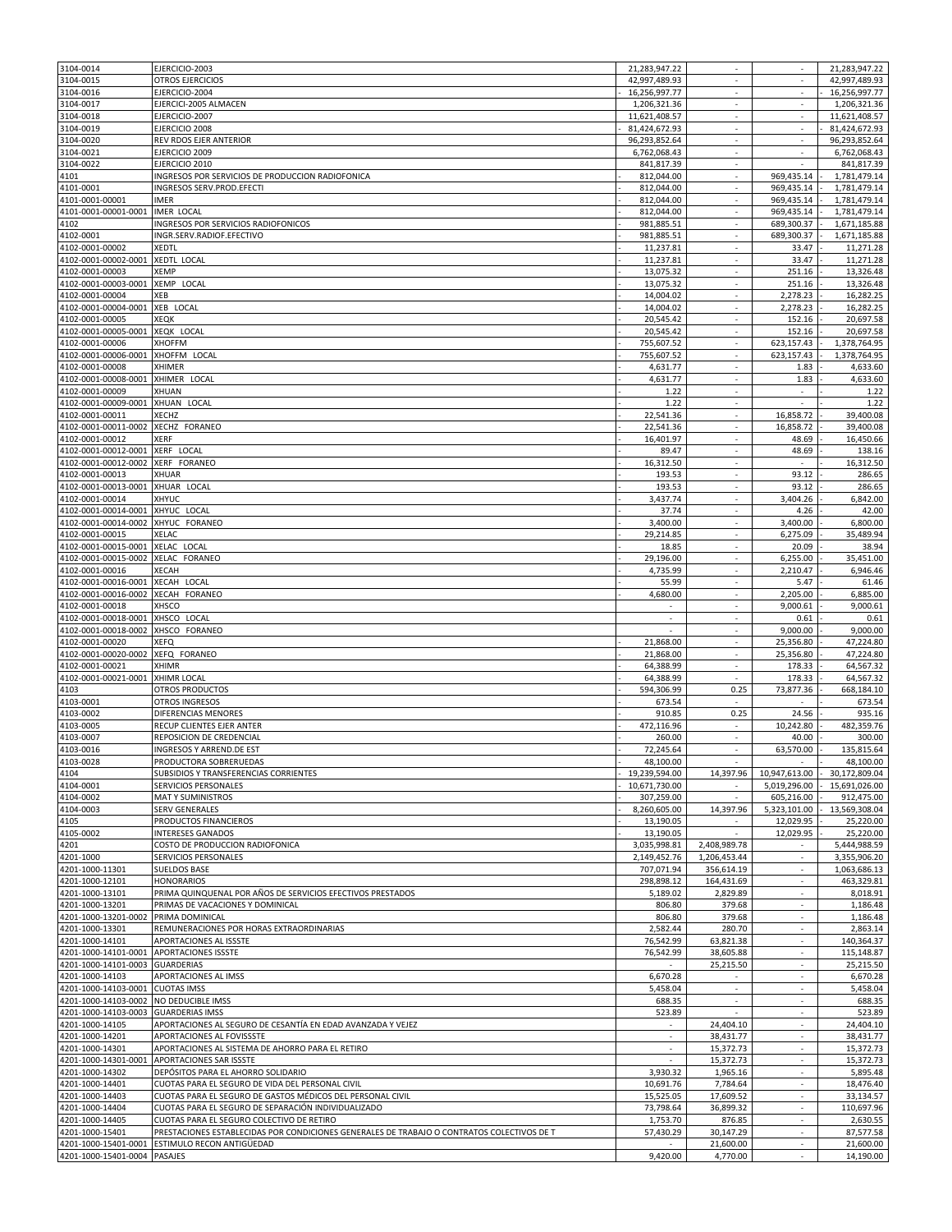| | | | | | |
|---|---|---|---|---|---|
| 3104-0014 | EJERCICIO-2003 | 21,283,947.22 | - | - | 21,283,947.22 |
| 3104-0015 | OTROS EJERCICIOS | 42,997,489.93 | - | - | 42,997,489.93 |
| 3104-0016 | EJERCICIO-2004 | -16,256,997.77 | - | - | -16,256,997.77 |
| 3104-0017 | EJERCICI-2005 ALMACEN | 1,206,321.36 | - | - | 1,206,321.36 |
| 3104-0018 | EJERCICIO-2007 | 11,621,408.57 | - | - | 11,621,408.57 |
| 3104-0019 | EJERCICIO 2008 | 81,424,672.93 | - | - | -81,424,672.93 |
| 3104-0020 | REV RDOS EJER ANTERIOR | 96,293,852.64 | - | - | 96,293,852.64 |
| 3104-0021 | EJERCICIO 2009 | 6,762,068.43 | - | - | 6,762,068.43 |
| 3104-0022 | EJERCICIO 2010 | 841,817.39 | - | - | 841,817.39 |
| 4101 | INGRESOS POR SERVICIOS DE PRODUCCION RADIOFONICA | -812,044.00 | - | 969,435.14 | -1,781,479.14 |
| 4101-0001 | INGRESOS SERV.PROD.EFECTI | -812,044.00 | - | 969,435.14 | -1,781,479.14 |
| 4101-0001-00001 | IMER | -812,044.00 | - | 969,435.14 | -1,781,479.14 |
| 4101-0001-00001-0001 | IMER LOCAL | -812,044.00 | - | 969,435.14 | -1,781,479.14 |
| 4102 | INGRESOS POR SERVICIOS RADIOFONICOS | -981,885.51 | - | 689,300.37 | -1,671,185.88 |
| 4102-0001 | INGR.SERV.RADIOF.EFECTIVO | -981,885.51 | - | 689,300.37 | -1,671,185.88 |
| 4102-0001-00002 | XEDTL | -11,237.81 | - | 33.47 | -11,271.28 |
| 4102-0001-00002-0001 | XEDTL LOCAL | -11,237.81 | - | 33.47 | -11,271.28 |
| 4102-0001-00003 | XEMP | -13,075.32 | - | 251.16 | -13,326.48 |
| 4102-0001-00003-0001 | XEMP LOCAL | -13,075.32 | - | 251.16 | -13,326.48 |
| 4102-0001-00004 | XEB | -14,004.02 | - | 2,278.23 | -16,282.25 |
| 4102-0001-00004-0001 | XEB LOCAL | -14,004.02 | - | 2,278.23 | -16,282.25 |
| 4102-0001-00005 | XEQK | -20,545.42 | - | 152.16 | -20,697.58 |
| 4102-0001-00005-0001 | XEQK LOCAL | -20,545.42 | - | 152.16 | -20,697.58 |
| 4102-0001-00006 | XHOFFM | -755,607.52 | - | 623,157.43 | -1,378,764.95 |
| 4102-0001-00006-0001 | XHOFFM LOCAL | -755,607.52 | - | 623,157.43 | -1,378,764.95 |
| 4102-0001-00008 | XHIMER | -4,631.77 | - | 1.83 | -4,633.60 |
| 4102-0001-00008-0001 | XHIMER LOCAL | -4,631.77 | - | 1.83 | -4,633.60 |
| 4102-0001-00009 | XHUAN | -1.22 | - | - | -1.22 |
| 4102-0001-00009-0001 | XHUAN LOCAL | -1.22 | - | - | -1.22 |
| 4102-0001-00011 | XECHZ | -22,541.36 | - | 16,858.72 | -39,400.08 |
| 4102-0001-00011-0002 | XECHZ FORANEO | -22,541.36 | - | 16,858.72 | -39,400.08 |
| 4102-0001-00012 | XERF | -16,401.97 | - | 48.69 | -16,450.66 |
| 4102-0001-00012-0001 | XERF LOCAL | -89.47 | - | 48.69 | -138.16 |
| 4102-0001-00012-0002 | XERF FORANEO | -16,312.50 | - | - | -16,312.50 |
| 4102-0001-00013 | XHUAR | -193.53 | - | 93.12 | -286.65 |
| 4102-0001-00013-0001 | XHUAR LOCAL | -193.53 | - | 93.12 | -286.65 |
| 4102-0001-00014 | XHYUC | -3,437.74 | - | 3,404.26 | -6,842.00 |
| 4102-0001-00014-0001 | XHYUC LOCAL | -37.74 | - | 4.26 | -42.00 |
| 4102-0001-00014-0002 | XHYUC FORANEO | -3,400.00 | - | 3,400.00 | -6,800.00 |
| 4102-0001-00015 | XELAC | -29,214.85 | - | 6,275.09 | -35,489.94 |
| 4102-0001-00015-0001 | XELAC LOCAL | -18.85 | - | 20.09 | -38.94 |
| 4102-0001-00015-0002 | XELAC FORANEO | -29,196.00 | - | 6,255.00 | -35,451.00 |
| 4102-0001-00016 | XECAH | -4,735.99 | - | 2,210.47 | -6,946.46 |
| 4102-0001-00016-0001 | XECAH LOCAL | -55.99 | - | 5.47 | -61.46 |
| 4102-0001-00016-0002 | XECAH FORANEO | -4,680.00 | - | 2,205.00 | -6,885.00 |
| 4102-0001-00018 | XHSCO | - | - | 9,000.61 | -9,000.61 |
| 4102-0001-00018-0001 | XHSCO LOCAL | - | - | 0.61 | -0.61 |
| 4102-0001-00018-0002 | XHSCO FORANEO | - | - | 9,000.00 | -9,000.00 |
| 4102-0001-00020 | XEFQ | -21,868.00 | - | 25,356.80 | -47,224.80 |
| 4102-0001-00020-0002 | XEFQ FORANEO | -21,868.00 | - | 25,356.80 | -47,224.80 |
| 4102-0001-00021 | XHIMR | -64,388.99 | - | 178.33 | -64,567.32 |
| 4102-0001-00021-0001 | XHIMR LOCAL | -64,388.99 | - | 178.33 | -64,567.32 |
| 4103 | OTROS PRODUCTOS | -594,306.99 | 0.25 | 73,877.36 | -668,184.10 |
| 4103-0001 | OTROS INGRESOS | -673.54 | - | - | -673.54 |
| 4103-0002 | DIFERENCIAS MENORES | -910.85 | 0.25 | 24.56 | -935.16 |
| 4103-0005 | RECUP CLIENTES EJER ANTER | -472,116.96 | - | 10,242.80 | -482,359.76 |
| 4103-0007 | REPOSICION DE CREDENCIAL | -260.00 | - | 40.00 | -300.00 |
| 4103-0016 | INGRESOS Y ARREND.DE EST | -72,245.64 | - | 63,570.00 | -135,815.64 |
| 4103-0028 | PRODUCTORA SOBRERUEDAS | -48,100.00 | - | - | -48,100.00 |
| 4104 | SUBSIDIOS Y TRANSFERENCIAS CORRIENTES | -19,239,594.00 | 14,397.96 | 10,947,613.00 | -30,172,809.04 |
| 4104-0001 | SERVICIOS PERSONALES | -10,671,730.00 | - | 5,019,296.00 | -15,691,026.00 |
| 4104-0002 | MAT Y SUMINISTROS | -307,259.00 | - | 605,216.00 | -912,475.00 |
| 4104-0003 | SERV GENERALES | -8,260,605.00 | 14,397.96 | 5,323,101.00 | -13,569,308.04 |
| 4105 | PRODUCTOS FINANCIEROS | -13,190.05 | - | 12,029.95 | -25,220.00 |
| 4105-0002 | INTERESES GANADOS | -13,190.05 | - | 12,029.95 | -25,220.00 |
| 4201 | COSTO DE PRODUCCION RADIOFONICA | 3,035,998.81 | 2,408,989.78 | - | 5,444,988.59 |
| 4201-1000 | SERVICIOS PERSONALES | 2,149,452.76 | 1,206,453.44 | - | 3,355,906.20 |
| 4201-1000-11301 | SUELDOS BASE | 707,071.94 | 356,614.19 | - | 1,063,686.13 |
| 4201-1000-12101 | HONORARIOS | 298,898.12 | 164,431.69 | - | 463,329.81 |
| 4201-1000-13101 | PRIMA QUINQUENAL POR AÑOS DE SERVICIOS EFECTIVOS PRESTADOS | 5,189.02 | 2,829.89 | - | 8,018.91 |
| 4201-1000-13201 | PRIMAS DE VACACIONES Y DOMINICAL | 806.80 | 379.68 | - | 1,186.48 |
| 4201-1000-13201-0002 | PRIMA DOMINICAL | 806.80 | 379.68 | - | 1,186.48 |
| 4201-1000-13301 | REMUNERACIONES POR HORAS EXTRAORDINARIAS | 2,582.44 | 280.70 | - | 2,863.14 |
| 4201-1000-14101 | APORTACIONES AL ISSSTE | 76,542.99 | 63,821.38 | - | 140,364.37 |
| 4201-1000-14101-0001 | APORTACIONES ISSSTE | 76,542.99 | 38,605.88 | - | 115,148.87 |
| 4201-1000-14101-0003 | GUARDERIAS | - | 25,215.50 | - | 25,215.50 |
| 4201-1000-14103 | APORTACIONES AL IMSS | 6,670.28 | - | - | 6,670.28 |
| 4201-1000-14103-0001 | CUOTAS IMSS | 5,458.04 | - | - | 5,458.04 |
| 4201-1000-14103-0002 | NO DEDUCIBLE IMSS | 688.35 | - | - | 688.35 |
| 4201-1000-14103-0003 | GUARDERIAS IMSS | 523.89 | - | - | 523.89 |
| 4201-1000-14105 | APORTACIONES AL SEGURO DE CESANTÍA EN EDAD AVANZADA Y VEJEZ | - | 24,404.10 | - | 24,404.10 |
| 4201-1000-14201 | APORTACIONES AL FOVISSSTE | - | 38,431.77 | - | 38,431.77 |
| 4201-1000-14301 | APORTACIONES AL SISTEMA DE AHORRO PARA EL RETIRO | - | 15,372.73 | - | 15,372.73 |
| 4201-1000-14301-0001 | APORTACIONES SAR ISSSTE | - | 15,372.73 | - | 15,372.73 |
| 4201-1000-14302 | DEPÓSITOS PARA EL AHORRO SOLIDARIO | 3,930.32 | 1,965.16 | - | 5,895.48 |
| 4201-1000-14401 | CUOTAS PARA EL SEGURO DE VIDA DEL PERSONAL CIVIL | 10,691.76 | 7,784.64 | - | 18,476.40 |
| 4201-1000-14403 | CUOTAS PARA EL SEGURO DE GASTOS MÉDICOS DEL PERSONAL CIVIL | 15,525.05 | 17,609.52 | - | 33,134.57 |
| 4201-1000-14404 | CUOTAS PARA EL SEGURO DE SEPARACIÓN INDIVIDUALIZADO | 73,798.64 | 36,899.32 | - | 110,697.96 |
| 4201-1000-14405 | CUOTAS PARA EL SEGURO COLECTIVO DE RETIRO | 1,753.70 | 876.85 | - | 2,630.55 |
| 4201-1000-15401 | PRESTACIONES ESTABLECIDAS POR CONDICIONES GENERALES DE TRABAJO O CONTRATOS COLECTIVOS DE T | 57,430.29 | 30,147.29 | - | 87,577.58 |
| 4201-1000-15401-0001 | ESTIMULO RECON ANTIGÜEDAD | - | 21,600.00 | - | 21,600.00 |
| 4201-1000-15401-0004 | PASAJES | 9,420.00 | 4,770.00 | - | 14,190.00 |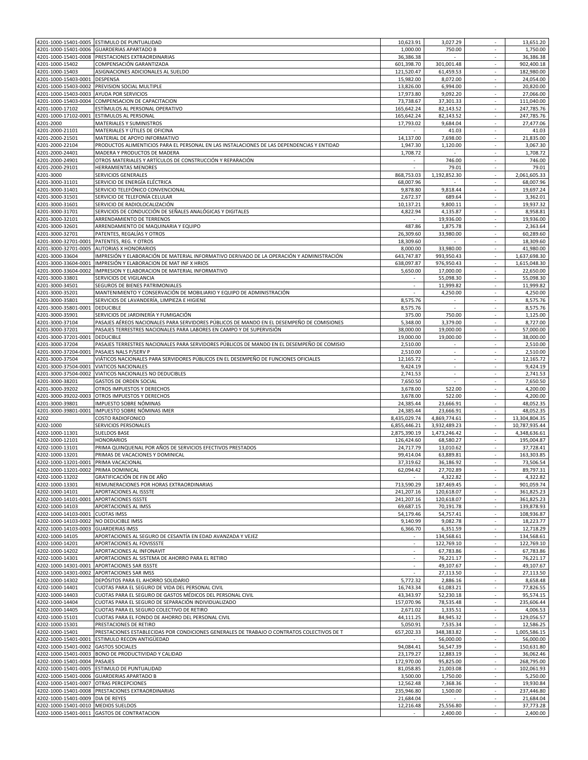| | | | | | |
|---|---|---|---|---|---|
| 4201-1000-15401-0005 | ESTIMULO DE PUNTUALIDAD | 10,623.91 | 3,027.29 | - | 13,651.20 |
| 4201-1000-15401-0006 | GUARDERIAS APARTADO B | 1,000.00 | 750.00 | - | 1,750.00 |
| 4201-1000-15401-0008 | PRESTACIONES EXTRAORDINARIAS | 36,386.38 | - | - | 36,386.38 |
| 4201-1000-15402 | COMPENSACIÓN GARANTIZADA | 601,398.70 | 301,001.48 | - | 902,400.18 |
| 4201-1000-15403 | ASIGNACIONES ADICIONALES AL SUELDO | 121,520.47 | 61,459.53 | - | 182,980.00 |
| 4201-1000-15403-0001 | DESPENSA | 15,982.00 | 8,072.00 | - | 24,054.00 |
| 4201-1000-15403-0002 | PREVISION SOCIAL MULTIPLE | 13,826.00 | 6,994.00 | - | 20,820.00 |
| 4201-1000-15403-0003 | AYUDA POR SERVICIOS | 17,973.80 | 9,092.20 | - | 27,066.00 |
| 4201-1000-15403-0004 | COMPENSACION DE CAPACITACION | 73,738.67 | 37,301.33 | - | 111,040.00 |
| 4201-1000-17102 | ESTÍMULOS AL PERSONAL OPERATIVO | 165,642.24 | 82,143.52 | - | 247,785.76 |
| 4201-1000-17102-0001 | ESTIMULOS AL PERSONAL | 165,642.24 | 82,143.52 | - | 247,785.76 |
| 4201-2000 | MATERIALES Y SUMINISTROS | 17,793.02 | 9,684.04 | - | 27,477.06 |
| 4201-2000-21101 | MATERIALES Y ÚTILES DE OFICINA | - | 41.03 | - | 41.03 |
| 4201-2000-21501 | MATERIAL DE APOYO INFORMATIVO | 14,137.00 | 7,698.00 | - | 21,835.00 |
| 4201-2000-22104 | PRODUCTOS ALIMENTICIOS PARA EL PERSONAL EN LAS INSTALACIONES DE LAS DEPENDENCIAS Y ENTIDAD | 1,947.30 | 1,120.00 | - | 3,067.30 |
| 4201-2000-24401 | MADERA Y PRODUCTOS DE MADERA | 1,708.72 | - | - | 1,708.72 |
| 4201-2000-24901 | OTROS MATERIALES Y ARTÍCULOS DE CONSTRUCCIÓN Y REPARACIÓN | - | 746.00 | - | 746.00 |
| 4201-2000-29101 | HERRAMIENTAS MENORES | - | 79.01 | - | 79.01 |
| 4201-3000 | SERVICIOS GENERALES | 868,753.03 | 1,192,852.30 | - | 2,061,605.33 |
| 4201-3000-31101 | SERVICIO DE ENERGÍA ELÉCTRICA | 68,007.96 | - | - | 68,007.96 |
| 4201-3000-31401 | SERVICIO TELEFÓNICO CONVENCIONAL | 9,878.80 | 9,818.44 | - | 19,697.24 |
| 4201-3000-31501 | SERVICIO DE TELEFONÍA CELULAR | 2,672.37 | 689.64 | - | 3,362.01 |
| 4201-3000-31601 | SERVICIO DE RADIOLOCALIZACIÓN | 10,137.21 | 9,800.11 | - | 19,937.32 |
| 4201-3000-31701 | SERVICIOS DE CONDUCCIÓN DE SEÑALES ANALÓGICAS Y DIGITALES | 4,822.94 | 4,135.87 | - | 8,958.81 |
| 4201-3000-32101 | ARRENDAMIENTO DE TERRENOS | - | 19,936.00 | - | 19,936.00 |
| 4201-3000-32601 | ARRENDAMIENTO DE MAQUINARIA Y EQUIPO | 487.86 | 1,875.78 | - | 2,363.64 |
| 4201-3000-32701 | PATENTES, REGALÍAS Y OTROS | 26,309.60 | 33,980.00 | - | 60,289.60 |
| 4201-3000-32701-0001 | PATENTES, REG. Y OTROS | 18,309.60 | - | - | 18,309.60 |
| 4201-3000-32701-0005 | AUTORIAS X HONORARIOS | 8,000.00 | 33,980.00 | - | 41,980.00 |
| 4201-3000-33604 | IMPRESIÓN Y ELABORACIÓN DE MATERIAL INFORMATIVO DERIVADO DE LA OPERACIÓN Y ADMINISTRACIÓN | 643,747.87 | 993,950.43 | - | 1,637,698.30 |
| 4201-3000-33604-0001 | IMPRESIÓN Y ELABORACION DE MAT INF X HRIOS | 638,097.87 | 976,950.43 | - | 1,615,048.30 |
| 4201-3000-33604-0002 | IMPRESION Y ELABORACION DE MATERIAL INFORMATIVO | 5,650.00 | 17,000.00 | - | 22,650.00 |
| 4201-3000-33801 | SERVICIOS DE VIGILANCIA | - | 55,098.30 | - | 55,098.30 |
| 4201-3000-34501 | SEGUROS DE BIENES PATRIMONIALES | - | 11,999.82 | - | 11,999.82 |
| 4201-3000-35201 | MANTENIMIENTO Y CONSERVACIÓN DE MOBILIARIO Y EQUIPO DE ADMINISTRACIÓN | - | 4,250.00 | - | 4,250.00 |
| 4201-3000-35801 | SERVICIOS DE LAVANDERÍA, LIMPIEZA E HIGIENE | 8,575.76 | - | - | 8,575.76 |
| 4201-3000-35801-0001 | DEDUCIBLE | 8,575.76 | - | - | 8,575.76 |
| 4201-3000-35901 | SERVICIOS DE JARDINERÍA Y FUMIGACIÓN | 375.00 | 750.00 | - | 1,125.00 |
| 4201-3000-37104 | PASAJES AÉREOS NACIONALES PARA SERVIDORES PÚBLICOS DE MANDO EN EL DESEMPEÑO DE COMISIONES | 5,348.00 | 3,379.00 | - | 8,727.00 |
| 4201-3000-37201 | PASAJES TERRESTRES NACIONALES PARA LABORES EN CAMPO Y DE SUPERVISIÓN | 38,000.00 | 19,000.00 | - | 57,000.00 |
| 4201-3000-37201-0001 | DEDUCIBLE | 19,000.00 | 19,000.00 | - | 38,000.00 |
| 4201-3000-37204 | PASAJES TERRESTRES NACIONALES PARA SERVIDORES PÚBLICOS DE MANDO EN EL DESEMPEÑO DE COMISIO | 2,510.00 | - | - | 2,510.00 |
| 4201-3000-37204-0001 | PASAJES NALS P/SERV P | 2,510.00 | - | - | 2,510.00 |
| 4201-3000-37504 | VIÁTICOS NACIONALES PARA SERVIDORES PÚBLICOS EN EL DESEMPEÑO DE FUNCIONES OFICIALES | 12,165.72 | - | - | 12,165.72 |
| 4201-3000-37504-0001 | VIATICOS NACIONALES | 9,424.19 | - | - | 9,424.19 |
| 4201-3000-37504-0002 | VIATICOS NACIONALES NO DEDUCIBLES | 2,741.53 | - | - | 2,741.53 |
| 4201-3000-38201 | GASTOS DE ORDEN SOCIAL | 7,650.50 | - | - | 7,650.50 |
| 4201-3000-39202 | OTROS IMPUESTOS Y DERECHOS | 3,678.00 | 522.00 | - | 4,200.00 |
| 4201-3000-39202-0003 | OTROS IMPUESTOS Y DERECHOS | 3,678.00 | 522.00 | - | 4,200.00 |
| 4201-3000-39801 | IMPUESTO SOBRE NÓMINAS | 24,385.44 | 23,666.91 | - | 48,052.35 |
| 4201-3000-39801-0001 | IMPUESTO SOBRE NÓMINAS IMER | 24,385.44 | 23,666.91 | - | 48,052.35 |
| 4202 | COSTO RADIOFONICO | 8,435,029.74 | 4,869,774.61 | - | 13,304,804.35 |
| 4202-1000 | SERVICIOS PERSONALES | 6,855,446.21 | 3,932,489.23 | - | 10,787,935.44 |
| 4202-1000-11301 | SUELDOS BASE | 2,875,390.19 | 1,473,246.42 | - | 4,348,636.61 |
| 4202-1000-12101 | HONORARIOS | 126,424.60 | 68,580.27 | - | 195,004.87 |
| 4202-1000-13101 | PRIMA QUINQUENAL POR AÑOS DE SERVICIOS EFECTIVOS PRESTADOS | 24,717.79 | 13,010.62 | - | 37,728.41 |
| 4202-1000-13201 | PRIMAS DE VACACIONES Y DOMINICAL | 99,414.04 | 63,889.81 | - | 163,303.85 |
| 4202-1000-13201-0001 | PRIMA VACACIONAL | 37,319.62 | 36,186.92 | - | 73,506.54 |
| 4202-1000-13201-0002 | PRIMA DOMINICAL | 62,094.42 | 27,702.89 | - | 89,797.31 |
| 4202-1000-13202 | GRATIFICACIÓN DE FIN DE AÑO | - | 4,322.82 | - | 4,322.82 |
| 4202-1000-13301 | REMUNERACIONES POR HORAS EXTRAORDINARIAS | 713,590.29 | 187,469.45 | - | 901,059.74 |
| 4202-1000-14101 | APORTACIONES AL ISSSTE | 241,207.16 | 120,618.07 | - | 361,825.23 |
| 4202-1000-14101-0001 | APORTACIONES ISSSTE | 241,207.16 | 120,618.07 | - | 361,825.23 |
| 4202-1000-14103 | APORTACIONES AL IMSS | 69,687.15 | 70,191.78 | - | 139,878.93 |
| 4202-1000-14103-0001 | CUOTAS IMSS | 54,179.46 | 54,757.41 | - | 108,936.87 |
| 4202-1000-14103-0002 | NO DEDUCIBLE IMSS | 9,140.99 | 9,082.78 | - | 18,223.77 |
| 4202-1000-14103-0003 | GUARDERIAS IMSS | 6,366.70 | 6,351.59 | - | 12,718.29 |
| 4202-1000-14105 | APORTACIONES AL SEGURO DE CESANTÍA EN EDAD AVANZADA Y VEJEZ | - | 134,568.61 | - | 134,568.61 |
| 4202-1000-14201 | APORTACIONES AL FOVISSSTE | - | 122,769.10 | - | 122,769.10 |
| 4202-1000-14202 | APORTACIONES AL INFONAVIT | - | 67,783.86 | - | 67,783.86 |
| 4202-1000-14301 | APORTACIONES AL SISTEMA DE AHORRO PARA EL RETIRO | - | 76,221.17 | - | 76,221.17 |
| 4202-1000-14301-0001 | APORTACIONES SAR ISSSTE | - | 49,107.67 | - | 49,107.67 |
| 4202-1000-14301-0002 | APORTACIONES SAR IMSS | - | 27,113.50 | - | 27,113.50 |
| 4202-1000-14302 | DEPÓSITOS PARA EL AHORRO SOLIDARIO | 5,772.32 | 2,886.16 | - | 8,658.48 |
| 4202-1000-14401 | CUOTAS PARA EL SEGURO DE VIDA DEL PERSONAL CIVIL | 16,743.34 | 61,083.21 | - | 77,826.55 |
| 4202-1000-14403 | CUOTAS PARA EL SEGURO DE GASTOS MÉDICOS DEL PERSONAL CIVIL | 43,343.97 | 52,230.18 | - | 95,574.15 |
| 4202-1000-14404 | CUOTAS PARA EL SEGURO DE SEPARACIÓN INDIVIDUALIZADO | 157,070.96 | 78,535.48 | - | 235,606.44 |
| 4202-1000-14405 | CUOTAS PARA EL SEGURO COLECTIVO DE RETIRO | 2,671.02 | 1,335.51 | - | 4,006.53 |
| 4202-1000-15101 | CUOTAS PARA EL FONDO DE AHORRO DEL PERSONAL CIVIL | 44,111.25 | 84,945.32 | - | 129,056.57 |
| 4202-1000-15301 | PRESTACIONES DE RETIRO | 5,050.91 | 7,535.34 | - | 12,586.25 |
| 4202-1000-15401 | PRESTACIONES ESTABLECIDAS POR CONDICIONES GENERALES DE TRABAJO O CONTRATOS COLECTIVOS DE T | 657,202.33 | 348,383.82 | - | 1,005,586.15 |
| 4202-1000-15401-0001 | ESTIMULO RECON ANTIGÜEDAD | - | 56,000.00 | - | 56,000.00 |
| 4202-1000-15401-0002 | GASTOS SOCIALES | 94,084.41 | 56,547.39 | - | 150,631.80 |
| 4202-1000-15401-0003 | BONO DE PRODUCTIVIDAD Y CALIDAD | 23,179.27 | 12,883.19 | - | 36,062.46 |
| 4202-1000-15401-0004 | PASAJES | 172,970.00 | 95,825.00 | - | 268,795.00 |
| 4202-1000-15401-0005 | ESTIMULO DE PUNTUALIDAD | 81,058.85 | 21,003.08 | - | 102,061.93 |
| 4202-1000-15401-0006 | GUARDERIAS APARTADO B | 3,500.00 | 1,750.00 | - | 5,250.00 |
| 4202-1000-15401-0007 | OTRAS PERCEPCIONES | 12,562.48 | 7,368.36 | - | 19,930.84 |
| 4202-1000-15401-0008 | PRESTACIONES EXTRAORDINARIAS | 235,946.80 | 1,500.00 | - | 237,446.80 |
| 4202-1000-15401-0009 | DIA DE REYES | 21,684.04 | - | - | 21,684.04 |
| 4202-1000-15401-0010 | MEDIOS SUELDOS | 12,216.48 | 25,556.80 | - | 37,773.28 |
| 4202-1000-15401-0011 | GASTOS DE CONTRATACION | - | 2,400.00 | - | 2,400.00 |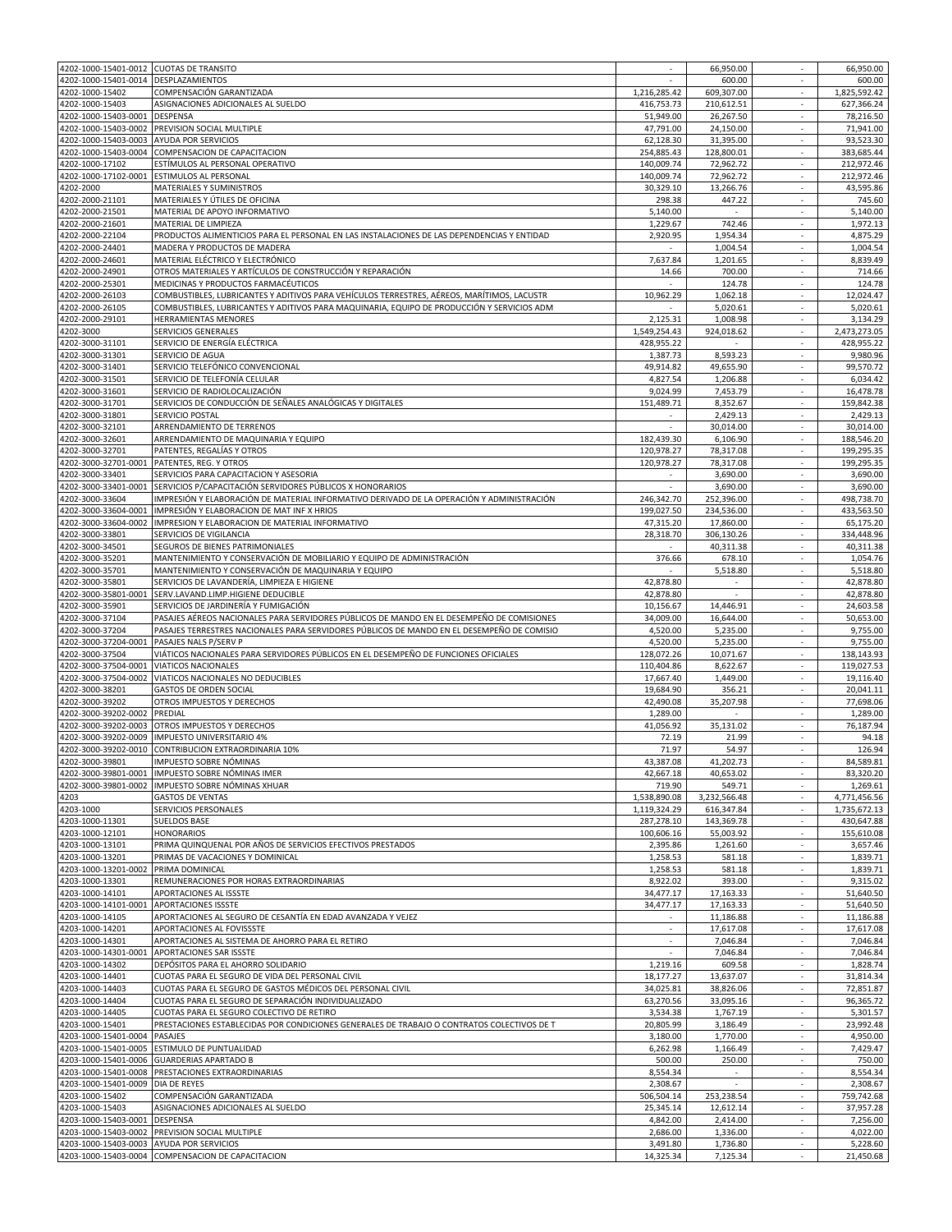| | | | | | |
|---|---|---|---|---|---|
| 4202-1000-15401-0012 | CUOTAS DE TRANSITO | - | 66,950.00 | - | 66,950.00 |
| 4202-1000-15401-0014 | DESPLAZAMIENTOS | - | 600.00 | - | 600.00 |
| 4202-1000-15402 | COMPENSACIÓN GARANTIZADA | 1,216,285.42 | 609,307.00 | - | 1,825,592.42 |
| 4202-1000-15403 | ASIGNACIONES ADICIONALES AL SUELDO | 416,753.73 | 210,612.51 | - | 627,366.24 |
| 4202-1000-15403-0001 | DESPENSA | 51,949.00 | 26,267.50 | - | 78,216.50 |
| 4202-1000-15403-0002 | PREVISION SOCIAL MULTIPLE | 47,791.00 | 24,150.00 | - | 71,941.00 |
| 4202-1000-15403-0003 | AYUDA POR SERVICIOS | 62,128.30 | 31,395.00 | - | 93,523.30 |
| 4202-1000-15403-0004 | COMPENSACION DE CAPACITACION | 254,885.43 | 128,800.01 | - | 383,685.44 |
| 4202-1000-17102 | ESTÍMULOS AL PERSONAL OPERATIVO | 140,009.74 | 72,962.72 | - | 212,972.46 |
| 4202-1000-17102-0001 | ESTIMULOS AL PERSONAL | 140,009.74 | 72,962.72 | - | 212,972.46 |
| 4202-2000 | MATERIALES Y SUMINISTROS | 30,329.10 | 13,266.76 | - | 43,595.86 |
| 4202-2000-21101 | MATERIALES Y ÚTILES DE OFICINA | 298.38 | 447.22 | - | 745.60 |
| 4202-2000-21501 | MATERIAL DE APOYO INFORMATIVO | 5,140.00 | - | - | 5,140.00 |
| 4202-2000-21601 | MATERIAL DE LIMPIEZA | 1,229.67 | 742.46 | - | 1,972.13 |
| 4202-2000-22104 | PRODUCTOS ALIMENTICIOS PARA EL PERSONAL EN LAS INSTALACIONES DE LAS DEPENDENCIAS Y ENTIDAD | 2,920.95 | 1,954.34 | - | 4,875.29 |
| 4202-2000-24401 | MADERA Y PRODUCTOS DE MADERA | - | 1,004.54 | - | 1,004.54 |
| 4202-2000-24601 | MATERIAL ELÉCTRICO Y ELECTRÓNICO | 7,637.84 | 1,201.65 | - | 8,839.49 |
| 4202-2000-24901 | OTROS MATERIALES Y ARTÍCULOS DE CONSTRUCCIÓN Y REPARACIÓN | 14.66 | 700.00 | - | 714.66 |
| 4202-2000-25301 | MEDICINAS Y PRODUCTOS FARMACÉUTICOS | - | 124.78 | - | 124.78 |
| 4202-2000-26103 | COMBUSTIBLES, LUBRICANTES Y ADITIVOS PARA VEHÍCULOS TERRESTRES, AÉREOS, MARÍTIMOS, LACUSTR | 10,962.29 | 1,062.18 | - | 12,024.47 |
| 4202-2000-26105 | COMBUSTIBLES, LUBRICANTES Y ADITIVOS PARA MAQUINARIA, EQUIPO DE PRODUCCIÓN Y SERVICIOS ADM | - | 5,020.61 | - | 5,020.61 |
| 4202-2000-29101 | HERRAMIENTAS MENORES | 2,125.31 | 1,008.98 | - | 3,134.29 |
| 4202-3000 | SERVICIOS GENERALES | 1,549,254.43 | 924,018.62 | - | 2,473,273.05 |
| 4202-3000-31101 | SERVICIO DE ENERGÍA ELÉCTRICA | 428,955.22 | - | - | 428,955.22 |
| 4202-3000-31301 | SERVICIO DE AGUA | 1,387.73 | 8,593.23 | - | 9,980.96 |
| 4202-3000-31401 | SERVICIO TELEFÓNICO CONVENCIONAL | 49,914.82 | 49,655.90 | - | 99,570.72 |
| 4202-3000-31501 | SERVICIO DE TELEFONÍA CELULAR | 4,827.54 | 1,206.88 | - | 6,034.42 |
| 4202-3000-31601 | SERVICIO DE RADIOLOCALIZACIÓN | 9,024.99 | 7,453.79 | - | 16,478.78 |
| 4202-3000-31701 | SERVICIOS DE CONDUCCIÓN DE SEÑALES ANALÓGICAS Y DIGITALES | 151,489.71 | 8,352.67 | - | 159,842.38 |
| 4202-3000-31801 | SERVICIO POSTAL | - | 2,429.13 | - | 2,429.13 |
| 4202-3000-32101 | ARRENDAMIENTO DE TERRENOS | - | 30,014.00 | - | 30,014.00 |
| 4202-3000-32601 | ARRENDAMIENTO DE MAQUINARIA Y EQUIPO | 182,439.30 | 6,106.90 | - | 188,546.20 |
| 4202-3000-32701 | PATENTES, REGALÍAS Y OTROS | 120,978.27 | 78,317.08 | - | 199,295.35 |
| 4202-3000-32701-0001 | PATENTES, REG. Y OTROS | 120,978.27 | 78,317.08 | - | 199,295.35 |
| 4202-3000-33401 | SERVICIOS PARA CAPACITACION Y ASESORIA | - | 3,690.00 | - | 3,690.00 |
| 4202-3000-33401-0001 | SERVICIOS P/CAPACITACIÓN SERVIDORES PÚBLICOS X HONORARIOS | - | 3,690.00 | - | 3,690.00 |
| 4202-3000-33604 | IMPRESIÓN Y ELABORACIÓN DE MATERIAL INFORMATIVO DERIVADO DE LA OPERACIÓN Y ADMINISTRACIÓN | 246,342.70 | 252,396.00 | - | 498,738.70 |
| 4202-3000-33604-0001 | IMPRESIÓN Y ELABORACION DE MAT INF X HRIOS | 199,027.50 | 234,536.00 | - | 433,563.50 |
| 4202-3000-33604-0002 | IMPRESION Y ELABORACION DE MATERIAL INFORMATIVO | 47,315.20 | 17,860.00 | - | 65,175.20 |
| 4202-3000-33801 | SERVICIOS DE VIGILANCIA | 28,318.70 | 306,130.26 | - | 334,448.96 |
| 4202-3000-34501 | SEGUROS DE BIENES PATRIMONIALES | - | 40,311.38 | - | 40,311.38 |
| 4202-3000-35201 | MANTENIMIENTO Y CONSERVACIÓN DE MOBILIARIO Y EQUIPO DE ADMINISTRACIÓN | 376.66 | 678.10 | - | 1,054.76 |
| 4202-3000-35701 | MANTENIMIENTO Y CONSERVACIÓN DE MAQUINARIA Y EQUIPO | - | 5,518.80 | - | 5,518.80 |
| 4202-3000-35801 | SERVICIOS DE LAVANDERÍA, LIMPIEZA E HIGIENE | 42,878.80 | - | - | 42,878.80 |
| 4202-3000-35801-0001 | SERV.LAVAND.LIMP.HIGIENE DEDUCIBLE | 42,878.80 | - | - | 42,878.80 |
| 4202-3000-35901 | SERVICIOS DE JARDINERÍA Y FUMIGACIÓN | 10,156.67 | 14,446.91 | - | 24,603.58 |
| 4202-3000-37104 | PASAJES AÉREOS NACIONALES PARA SERVIDORES PÚBLICOS DE MANDO EN EL DESEMPEÑO DE COMISIONES | 34,009.00 | 16,644.00 | - | 50,653.00 |
| 4202-3000-37204 | PASAJES TERRESTRES NACIONALES PARA SERVIDORES PÚBLICOS DE MANDO EN EL DESEMPEÑO DE COMISIO | 4,520.00 | 5,235.00 | - | 9,755.00 |
| 4202-3000-37204-0001 | PASAJES NALS P/SERV P | 4,520.00 | 5,235.00 | - | 9,755.00 |
| 4202-3000-37504 | VIÁTICOS NACIONALES PARA SERVIDORES PÚBLICOS EN EL DESEMPEÑO DE FUNCIONES OFICIALES | 128,072.26 | 10,071.67 | - | 138,143.93 |
| 4202-3000-37504-0001 | VIATICOS NACIONALES | 110,404.86 | 8,622.67 | - | 119,027.53 |
| 4202-3000-37504-0002 | VIATICOS NACIONALES NO DEDUCIBLES | 17,667.40 | 1,449.00 | - | 19,116.40 |
| 4202-3000-38201 | GASTOS DE ORDEN SOCIAL | 19,684.90 | 356.21 | - | 20,041.11 |
| 4202-3000-39202 | OTROS IMPUESTOS Y DERECHOS | 42,490.08 | 35,207.98 | - | 77,698.06 |
| 4202-3000-39202-0002 | PREDIAL | 1,289.00 | - | - | 1,289.00 |
| 4202-3000-39202-0003 | OTROS IMPUESTOS Y DERECHOS | 41,056.92 | 35,131.02 | - | 76,187.94 |
| 4202-3000-39202-0009 | IMPUESTO UNIVERSITARIO 4% | 72.19 | 21.99 | - | 94.18 |
| 4202-3000-39202-0010 | CONTRIBUCION EXTRAORDINARIA 10% | 71.97 | 54.97 | - | 126.94 |
| 4202-3000-39801 | IMPUESTO SOBRE NÓMINAS | 43,387.08 | 41,202.73 | - | 84,589.81 |
| 4202-3000-39801-0001 | IMPUESTO SOBRE NÓMINAS IMER | 42,667.18 | 40,653.02 | - | 83,320.20 |
| 4202-3000-39801-0002 | IMPUESTO SOBRE NÓMINAS XHUAR | 719.90 | 549.71 | - | 1,269.61 |
| 4203 | GASTOS DE VENTAS | 1,538,890.08 | 3,232,566.48 | - | 4,771,456.56 |
| 4203-1000 | SERVICIOS PERSONALES | 1,119,324.29 | 616,347.84 | - | 1,735,672.13 |
| 4203-1000-11301 | SUELDOS BASE | 287,278.10 | 143,369.78 | - | 430,647.88 |
| 4203-1000-12101 | HONORARIOS | 100,606.16 | 55,003.92 | - | 155,610.08 |
| 4203-1000-13101 | PRIMA QUINQUENAL POR AÑOS DE SERVICIOS EFECTIVOS PRESTADOS | 2,395.86 | 1,261.60 | - | 3,657.46 |
| 4203-1000-13201 | PRIMAS DE VACACIONES Y DOMINICAL | 1,258.53 | 581.18 | - | 1,839.71 |
| 4203-1000-13201-0002 | PRIMA DOMINICAL | 1,258.53 | 581.18 | - | 1,839.71 |
| 4203-1000-13301 | REMUNERACIONES POR HORAS EXTRAORDINARIAS | 8,922.02 | 393.00 | - | 9,315.02 |
| 4203-1000-14101 | APORTACIONES AL ISSSTE | 34,477.17 | 17,163.33 | - | 51,640.50 |
| 4203-1000-14101-0001 | APORTACIONES ISSSTE | 34,477.17 | 17,163.33 | - | 51,640.50 |
| 4203-1000-14105 | APORTACIONES AL SEGURO DE CESANTÍA EN EDAD AVANZADA Y VEJEZ | - | 11,186.88 | - | 11,186.88 |
| 4203-1000-14201 | APORTACIONES AL FOVISSSTE | - | 17,617.08 | - | 17,617.08 |
| 4203-1000-14301 | APORTACIONES AL SISTEMA DE AHORRO PARA EL RETIRO | - | 7,046.84 | - | 7,046.84 |
| 4203-1000-14301-0001 | APORTACIONES SAR ISSSTE | - | 7,046.84 | - | 7,046.84 |
| 4203-1000-14302 | DEPÓSITOS PARA EL AHORRO SOLIDARIO | 1,219.16 | 609.58 | - | 1,828.74 |
| 4203-1000-14401 | CUOTAS PARA EL SEGURO DE VIDA DEL PERSONAL CIVIL | 18,177.27 | 13,637.07 | - | 31,814.34 |
| 4203-1000-14403 | CUOTAS PARA EL SEGURO DE GASTOS MÉDICOS DEL PERSONAL CIVIL | 34,025.81 | 38,826.06 | - | 72,851.87 |
| 4203-1000-14404 | CUOTAS PARA EL SEGURO DE SEPARACIÓN INDIVIDUALIZADO | 63,270.56 | 33,095.16 | - | 96,365.72 |
| 4203-1000-14405 | CUOTAS PARA EL SEGURO COLECTIVO DE RETIRO | 3,534.38 | 1,767.19 | - | 5,301.57 |
| 4203-1000-15401 | PRESTACIONES ESTABLECIDAS POR CONDICIONES GENERALES DE TRABAJO O CONTRATOS COLECTIVOS DE T | 20,805.99 | 3,186.49 | - | 23,992.48 |
| 4203-1000-15401-0004 | PASAJES | 3,180.00 | 1,770.00 | - | 4,950.00 |
| 4203-1000-15401-0005 | ESTIMULO DE PUNTUALIDAD | 6,262.98 | 1,166.49 | - | 7,429.47 |
| 4203-1000-15401-0006 | GUARDERIAS APARTADO B | 500.00 | 250.00 | - | 750.00 |
| 4203-1000-15401-0008 | PRESTACIONES EXTRAORDINARIAS | 8,554.34 | - | - | 8,554.34 |
| 4203-1000-15401-0009 | DIA DE REYES | 2,308.67 | - | - | 2,308.67 |
| 4203-1000-15402 | COMPENSACIÓN GARANTIZADA | 506,504.14 | 253,238.54 | - | 759,742.68 |
| 4203-1000-15403 | ASIGNACIONES ADICIONALES AL SUELDO | 25,345.14 | 12,612.14 | - | 37,957.28 |
| 4203-1000-15403-0001 | DESPENSA | 4,842.00 | 2,414.00 | - | 7,256.00 |
| 4203-1000-15403-0002 | PREVISION SOCIAL MULTIPLE | 2,686.00 | 1,336.00 | - | 4,022.00 |
| 4203-1000-15403-0003 | AYUDA POR SERVICIOS | 3,491.80 | 1,736.80 | - | 5,228.60 |
| 4203-1000-15403-0004 | COMPENSACION DE CAPACITACION | 14,325.34 | 7,125.34 | - | 21,450.68 |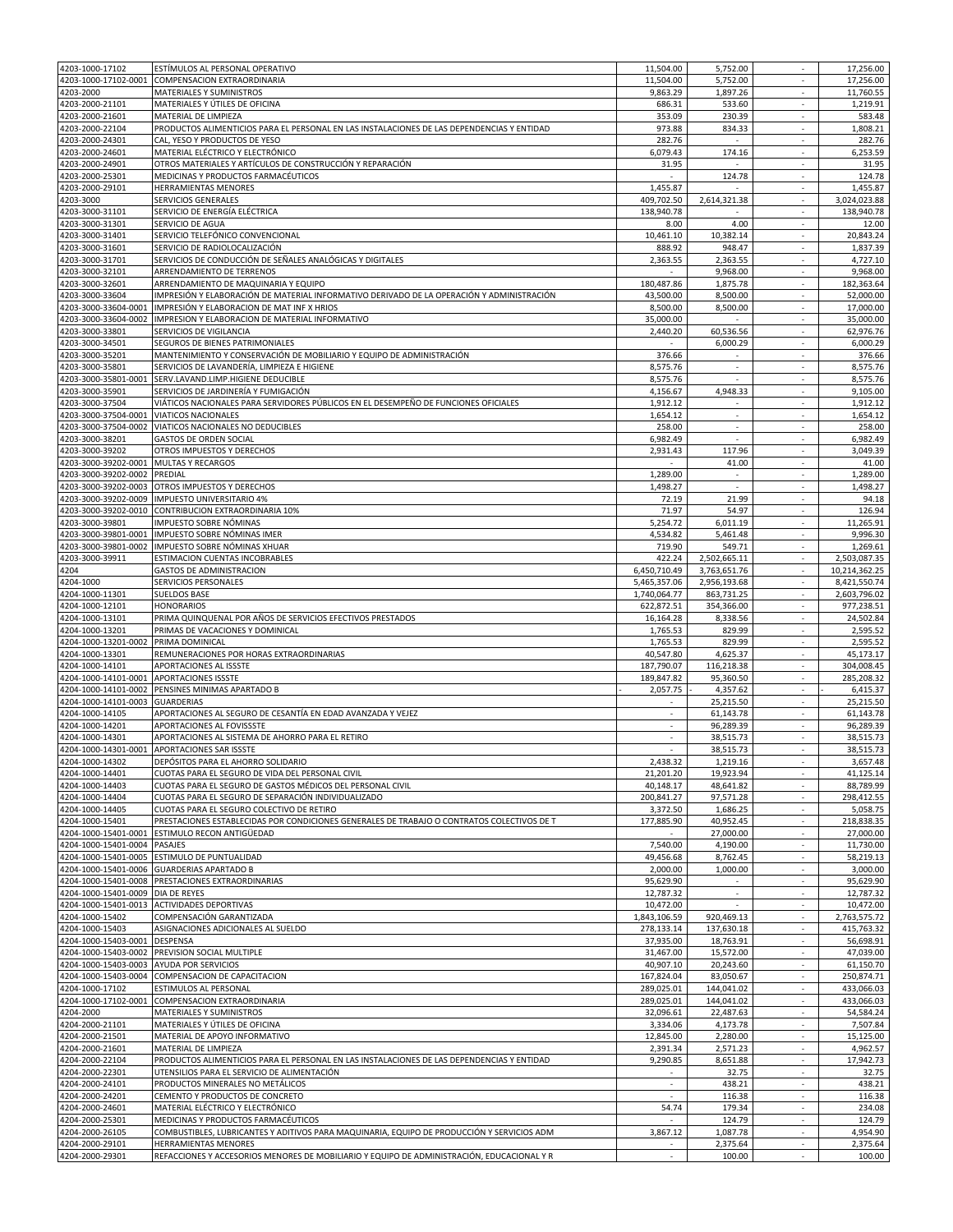| | | | | | |
|---|---|---|---|---|---|
| 4203-1000-17102 | ESTÍMULOS AL PERSONAL OPERATIVO | 11,504.00 | 5,752.00 | - | 17,256.00 |
| 4203-1000-17102-0001 | COMPENSACION EXTRAORDINARIA | 11,504.00 | 5,752.00 | - | 17,256.00 |
| 4203-2000 | MATERIALES Y SUMINISTROS | 9,863.29 | 1,897.26 | - | 11,760.55 |
| 4203-2000-21101 | MATERIALES Y ÚTILES DE OFICINA | 686.31 | 533.60 | - | 1,219.91 |
| 4203-2000-21601 | MATERIAL DE LIMPIEZA | 353.09 | 230.39 | - | 583.48 |
| 4203-2000-22104 | PRODUCTOS ALIMENTICIOS PARA EL PERSONAL EN LAS INSTALACIONES DE LAS DEPENDENCIAS Y ENTIDAD | 973.88 | 834.33 | - | 1,808.21 |
| 4203-2000-24301 | CAL, YESO Y PRODUCTOS DE YESO | 282.76 | - | - | 282.76 |
| 4203-2000-24601 | MATERIAL ELÉCTRICO Y ELECTRÓNICO | 6,079.43 | 174.16 | - | 6,253.59 |
| 4203-2000-24901 | OTROS MATERIALES Y ARTÍCULOS DE CONSTRUCCIÓN Y REPARACIÓN | 31.95 | - | - | 31.95 |
| 4203-2000-25301 | MEDICINAS Y PRODUCTOS FARMACÉUTICOS | - | 124.78 | - | 124.78 |
| 4203-2000-29101 | HERRAMIENTAS MENORES | 1,455.87 | - | - | 1,455.87 |
| 4203-3000 | SERVICIOS GENERALES | 409,702.50 | 2,614,321.38 | - | 3,024,023.88 |
| 4203-3000-31101 | SERVICIO DE ENERGÍA ELÉCTRICA | 138,940.78 | - | - | 138,940.78 |
| 4203-3000-31301 | SERVICIO DE AGUA | 8.00 | 4.00 | - | 12.00 |
| 4203-3000-31401 | SERVICIO TELEFÓNICO CONVENCIONAL | 10,461.10 | 10,382.14 | - | 20,843.24 |
| 4203-3000-31601 | SERVICIO DE RADIOLOCALIZACIÓN | 888.92 | 948.47 | - | 1,837.39 |
| 4203-3000-31701 | SERVICIOS DE CONDUCCIÓN DE SEÑALES ANALÓGICAS Y DIGITALES | 2,363.55 | 2,363.55 | - | 4,727.10 |
| 4203-3000-32101 | ARRENDAMIENTO DE TERRENOS | - | 9,968.00 | - | 9,968.00 |
| 4203-3000-32601 | ARRENDAMIENTO DE MAQUINARIA Y EQUIPO | 180,487.86 | 1,875.78 | - | 182,363.64 |
| 4203-3000-33604 | IMPRESIÓN Y ELABORACIÓN DE MATERIAL INFORMATIVO DERIVADO DE LA OPERACIÓN Y ADMINISTRACIÓN | 43,500.00 | 8,500.00 | - | 52,000.00 |
| 4203-3000-33604-0001 | IMPRESIÓN Y ELABORACION DE MAT INF X HRIOS | 8,500.00 | 8,500.00 | - | 17,000.00 |
| 4203-3000-33604-0002 | IMPRESION Y ELABORACION DE MATERIAL INFORMATIVO | 35,000.00 | - | - | 35,000.00 |
| 4203-3000-33801 | SERVICIOS DE VIGILANCIA | 2,440.20 | 60,536.56 | - | 62,976.76 |
| 4203-3000-34501 | SEGUROS DE BIENES PATRIMONIALES | - | 6,000.29 | - | 6,000.29 |
| 4203-3000-35201 | MANTENIMIENTO Y CONSERVACIÓN DE MOBILIARIO Y EQUIPO DE ADMINISTRACIÓN | 376.66 | - | - | 376.66 |
| 4203-3000-35801 | SERVICIOS DE LAVANDERÍA, LIMPIEZA E HIGIENE | 8,575.76 | - | - | 8,575.76 |
| 4203-3000-35801-0001 | SERV.LAVAND.LIMP.HIGIENE DEDUCIBLE | 8,575.76 | - | - | 8,575.76 |
| 4203-3000-35901 | SERVICIOS DE JARDINERÍA Y FUMIGACIÓN | 4,156.67 | 4,948.33 | - | 9,105.00 |
| 4203-3000-37504 | VIÁTICOS NACIONALES PARA SERVIDORES PÚBLICOS EN EL DESEMPEÑO DE FUNCIONES OFICIALES | 1,912.12 | - | - | 1,912.12 |
| 4203-3000-37504-0001 | VIATICOS NACIONALES | 1,654.12 | - | - | 1,654.12 |
| 4203-3000-37504-0002 | VIATICOS NACIONALES NO DEDUCIBLES | 258.00 | - | - | 258.00 |
| 4203-3000-38201 | GASTOS DE ORDEN SOCIAL | 6,982.49 | - | - | 6,982.49 |
| 4203-3000-39202 | OTROS IMPUESTOS Y DERECHOS | 2,931.43 | 117.96 | - | 3,049.39 |
| 4203-3000-39202-0001 | MULTAS Y RECARGOS | - | 41.00 | - | 41.00 |
| 4203-3000-39202-0002 | PREDIAL | 1,289.00 | - | - | 1,289.00 |
| 4203-3000-39202-0003 | OTROS IMPUESTOS Y DERECHOS | 1,498.27 | - | - | 1,498.27 |
| 4203-3000-39202-0009 | IMPUESTO UNIVERSITARIO 4% | 72.19 | 21.99 | - | 94.18 |
| 4203-3000-39202-0010 | CONTRIBUCION EXTRAORDINARIA 10% | 71.97 | 54.97 | - | 126.94 |
| 4203-3000-39801 | IMPUESTO SOBRE NÓMINAS | 5,254.72 | 6,011.19 | - | 11,265.91 |
| 4203-3000-39801-0001 | IMPUESTO SOBRE NÓMINAS IMER | 4,534.82 | 5,461.48 | - | 9,996.30 |
| 4203-3000-39801-0002 | IMPUESTO SOBRE NÓMINAS XHUAR | 719.90 | 549.71 | - | 1,269.61 |
| 4203-3000-39911 | ESTIMACION CUENTAS INCOBRABLES | 422.24 | 2,502,665.11 | - | 2,503,087.35 |
| 4204 | GASTOS DE ADMINISTRACION | 6,450,710.49 | 3,763,651.76 | - | 10,214,362.25 |
| 4204-1000 | SERVICIOS PERSONALES | 5,465,357.06 | 2,956,193.68 | - | 8,421,550.74 |
| 4204-1000-11301 | SUELDOS BASE | 1,740,064.77 | 863,731.25 | - | 2,603,796.02 |
| 4204-1000-12101 | HONORARIOS | 622,872.51 | 354,366.00 | - | 977,238.51 |
| 4204-1000-13101 | PRIMA QUINQUENAL POR AÑOS DE SERVICIOS EFECTIVOS PRESTADOS | 16,164.28 | 8,338.56 | - | 24,502.84 |
| 4204-1000-13201 | PRIMAS DE VACACIONES Y DOMINICAL | 1,765.53 | 829.99 | - | 2,595.52 |
| 4204-1000-13201-0002 | PRIMA DOMINICAL | 1,765.53 | 829.99 | - | 2,595.52 |
| 4204-1000-13301 | REMUNERACIONES POR HORAS EXTRAORDINARIAS | 40,547.80 | 4,625.37 | - | 45,173.17 |
| 4204-1000-14101 | APORTACIONES AL ISSSTE | 187,790.07 | 116,218.38 | - | 304,008.45 |
| 4204-1000-14101-0001 | APORTACIONES ISSSTE | 189,847.82 | 95,360.50 | - | 285,208.32 |
| 4204-1000-14101-0002 | PENSINES MINIMAS APARTADO B | - 2,057.75 | - 4,357.62 | - | - 6,415.37 |
| 4204-1000-14101-0003 | GUARDERIAS | - | 25,215.50 | - | 25,215.50 |
| 4204-1000-14105 | APORTACIONES AL SEGURO DE CESANTÍA EN EDAD AVANZADA Y VEJEZ | - | 61,143.78 | - | 61,143.78 |
| 4204-1000-14201 | APORTACIONES AL FOVISSSTE | - | 96,289.39 | - | 96,289.39 |
| 4204-1000-14301 | APORTACIONES AL SISTEMA DE AHORRO PARA EL RETIRO | - | 38,515.73 | - | 38,515.73 |
| 4204-1000-14301-0001 | APORTACIONES SAR ISSSTE | - | 38,515.73 | - | 38,515.73 |
| 4204-1000-14302 | DEPÓSITOS PARA EL AHORRO SOLIDARIO | 2,438.32 | 1,219.16 | - | 3,657.48 |
| 4204-1000-14401 | CUOTAS PARA EL SEGURO DE VIDA DEL PERSONAL CIVIL | 21,201.20 | 19,923.94 | - | 41,125.14 |
| 4204-1000-14403 | CUOTAS PARA EL SEGURO DE GASTOS MÉDICOS DEL PERSONAL CIVIL | 40,148.17 | 48,641.82 | - | 88,789.99 |
| 4204-1000-14404 | CUOTAS PARA EL SEGURO DE SEPARACIÓN INDIVIDUALIZADO | 200,841.27 | 97,571.28 | - | 298,412.55 |
| 4204-1000-14405 | CUOTAS PARA EL SEGURO COLECTIVO DE RETIRO | 3,372.50 | 1,686.25 | - | 5,058.75 |
| 4204-1000-15401 | PRESTACIONES ESTABLECIDAS POR CONDICIONES GENERALES DE TRABAJO O CONTRATOS COLECTIVOS DE T | 177,885.90 | 40,952.45 | - | 218,838.35 |
| 4204-1000-15401-0001 | ESTIMULO RECON ANTIGÜEDAD | - | 27,000.00 | - | 27,000.00 |
| 4204-1000-15401-0004 | PASAJES | 7,540.00 | 4,190.00 | - | 11,730.00 |
| 4204-1000-15401-0005 | ESTIMULO DE PUNTUALIDAD | 49,456.68 | 8,762.45 | - | 58,219.13 |
| 4204-1000-15401-0006 | GUARDERIAS APARTADO B | 2,000.00 | 1,000.00 | - | 3,000.00 |
| 4204-1000-15401-0008 | PRESTACIONES EXTRAORDINARIAS | 95,629.90 | - | - | 95,629.90 |
| 4204-1000-15401-0009 | DIA DE REYES | 12,787.32 | - | - | 12,787.32 |
| 4204-1000-15401-0013 | ACTIVIDADES DEPORTIVAS | 10,472.00 | - | - | 10,472.00 |
| 4204-1000-15402 | COMPENSACIÓN GARANTIZADA | 1,843,106.59 | 920,469.13 | - | 2,763,575.72 |
| 4204-1000-15403 | ASIGNACIONES ADICIONALES AL SUELDO | 278,133.14 | 137,630.18 | - | 415,763.32 |
| 4204-1000-15403-0001 | DESPENSA | 37,935.00 | 18,763.91 | - | 56,698.91 |
| 4204-1000-15403-0002 | PREVISION SOCIAL MULTIPLE | 31,467.00 | 15,572.00 | - | 47,039.00 |
| 4204-1000-15403-0003 | AYUDA POR SERVICIOS | 40,907.10 | 20,243.60 | - | 61,150.70 |
| 4204-1000-15403-0004 | COMPENSACION DE CAPACITACION | 167,824.04 | 83,050.67 | - | 250,874.71 |
| 4204-1000-17102 | ESTIMULOS AL PERSONAL | 289,025.01 | 144,041.02 | - | 433,066.03 |
| 4204-1000-17102-0001 | COMPENSACION EXTRAORDINARIA | 289,025.01 | 144,041.02 | - | 433,066.03 |
| 4204-2000 | MATERIALES Y SUMINISTROS | 32,096.61 | 22,487.63 | - | 54,584.24 |
| 4204-2000-21101 | MATERIALES Y ÚTILES DE OFICINA | 3,334.06 | 4,173.78 | - | 7,507.84 |
| 4204-2000-21501 | MATERIAL DE APOYO INFORMATIVO | 12,845.00 | 2,280.00 | - | 15,125.00 |
| 4204-2000-21601 | MATERIAL DE LIMPIEZA | 2,391.34 | 2,571.23 | - | 4,962.57 |
| 4204-2000-22104 | PRODUCTOS ALIMENTICIOS PARA EL PERSONAL EN LAS INSTALACIONES DE LAS DEPENDENCIAS Y ENTIDAD | 9,290.85 | 8,651.88 | - | 17,942.73 |
| 4204-2000-22301 | UTENSILIOS PARA EL SERVICIO DE ALIMENTACIÓN | - | 32.75 | - | 32.75 |
| 4204-2000-24101 | PRODUCTOS MINERALES NO METÁLICOS | - | 438.21 | - | 438.21 |
| 4204-2000-24201 | CEMENTO Y PRODUCTOS DE CONCRETO | - | 116.38 | - | 116.38 |
| 4204-2000-24601 | MATERIAL ELÉCTRICO Y ELECTRÓNICO | 54.74 | 179.34 | - | 234.08 |
| 4204-2000-25301 | MEDICINAS Y PRODUCTOS FARMACÉUTICOS | - | 124.79 | - | 124.79 |
| 4204-2000-26105 | COMBUSTIBLES, LUBRICANTES Y ADITIVOS PARA MAQUINARIA, EQUIPO DE PRODUCCIÓN Y SERVICIOS ADM | 3,867.12 | 1,087.78 | - | 4,954.90 |
| 4204-2000-29101 | HERRAMIENTAS MENORES | - | 2,375.64 | - | 2,375.64 |
| 4204-2000-29301 | REFACCIONES Y ACCESORIOS MENORES DE MOBILIARIO Y EQUIPO DE ADMINISTRACIÓN, EDUCACIONAL Y R | - | 100.00 | - | 100.00 |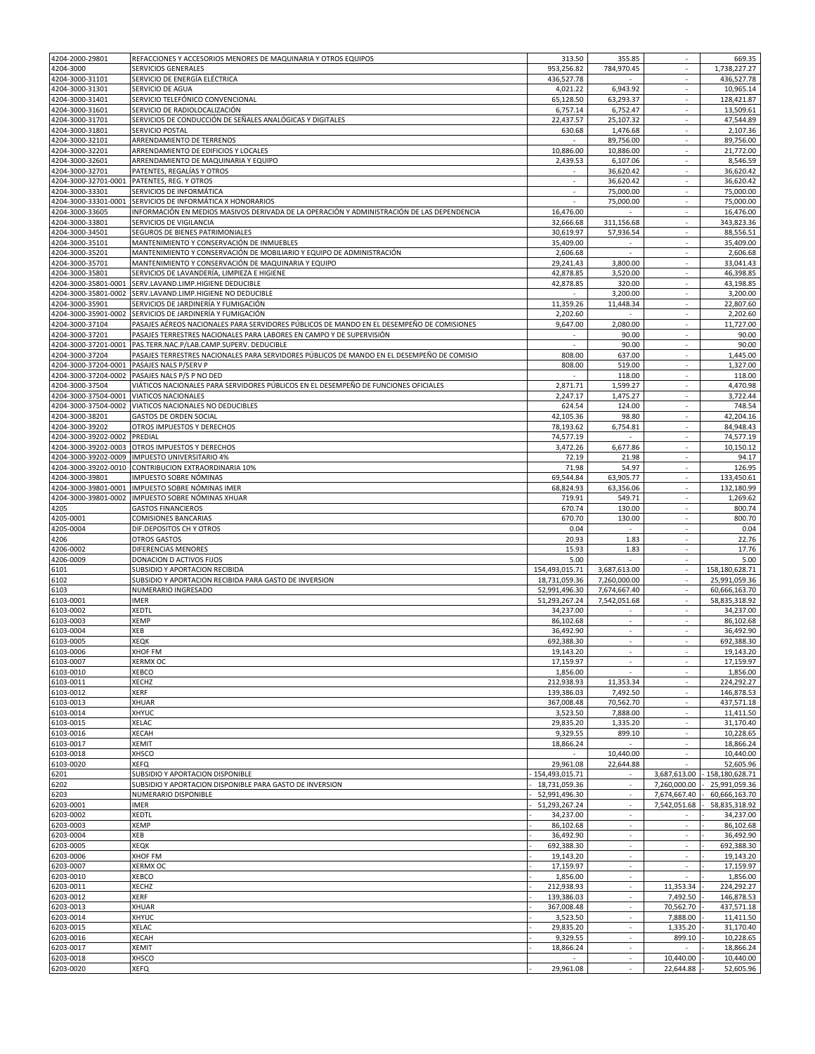| | | | | | |
|---|---|---|---|---|---|
| 4204-2000-29801 | REFACCIONES Y ACCESORIOS MENORES DE MAQUINARIA Y OTROS EQUIPOS | 313.50 | 355.85 | - | 669.35 |
| 4204-3000 | SERVICIOS GENERALES | 953,256.82 | 784,970.45 | - | 1,738,227.27 |
| 4204-3000-31101 | SERVICIO DE ENERGÍA ELÉCTRICA | 436,527.78 | - | - | 436,527.78 |
| 4204-3000-31301 | SERVICIO DE AGUA | 4,021.22 | 6,943.92 | - | 10,965.14 |
| 4204-3000-31401 | SERVICIO TELEFÓNICO CONVENCIONAL | 65,128.50 | 63,293.37 | - | 128,421.87 |
| 4204-3000-31601 | SERVICIO DE RADIOLOCALIZACIÓN | 6,757.14 | 6,752.47 | - | 13,509.61 |
| 4204-3000-31701 | SERVICIOS DE CONDUCCIÓN DE SEÑALES ANALÓGICAS Y DIGITALES | 22,437.57 | 25,107.32 | - | 47,544.89 |
| 4204-3000-31801 | SERVICIO POSTAL | 630.68 | 1,476.68 | - | 2,107.36 |
| 4204-3000-32101 | ARRENDAMIENTO DE TERRENOS | - | 89,756.00 | - | 89,756.00 |
| 4204-3000-32201 | ARRENDAMIENTO DE EDIFICIOS Y LOCALES | 10,886.00 | 10,886.00 | - | 21,772.00 |
| 4204-3000-32601 | ARRENDAMIENTO DE MAQUINARIA Y EQUIPO | 2,439.53 | 6,107.06 | - | 8,546.59 |
| 4204-3000-32701 | PATENTES, REGALÍAS Y OTROS | - | 36,620.42 | - | 36,620.42 |
| 4204-3000-32701-0001 | PATENTES, REG. Y OTROS | - | 36,620.42 | - | 36,620.42 |
| 4204-3000-33301 | SERVICIOS DE INFORMÁTICA | - | 75,000.00 | - | 75,000.00 |
| 4204-3000-33301-0001 | SERVICIOS DE INFORMÁTICA X HONORARIOS | - | 75,000.00 | - | 75,000.00 |
| 4204-3000-33605 | INFORMACIÓN EN MEDIOS MASIVOS DERIVADA DE LA OPERACIÓN Y ADMINISTRACIÓN DE LAS DEPENDENCIA | 16,476.00 | - | - | 16,476.00 |
| 4204-3000-33801 | SERVICIOS DE VIGILANCIA | 32,666.68 | 311,156.68 | - | 343,823.36 |
| 4204-3000-34501 | SEGUROS DE BIENES PATRIMONIALES | 30,619.97 | 57,936.54 | - | 88,556.51 |
| 4204-3000-35101 | MANTENIMIENTO Y CONSERVACIÓN DE INMUEBLES | 35,409.00 | - | - | 35,409.00 |
| 4204-3000-35201 | MANTENIMIENTO Y CONSERVACIÓN DE MOBILIARIO Y EQUIPO DE ADMINISTRACIÓN | 2,606.68 | - | - | 2,606.68 |
| 4204-3000-35701 | MANTENIMIENTO Y CONSERVACIÓN DE MAQUINARIA Y EQUIPO | 29,241.43 | 3,800.00 | - | 33,041.43 |
| 4204-3000-35801 | SERVICIOS DE LAVANDERÍA, LIMPIEZA E HIGIENE | 42,878.85 | 3,520.00 | - | 46,398.85 |
| 4204-3000-35801-0001 | SERV.LAVAND.LIMP.HIGIENE DEDUCIBLE | 42,878.85 | 320.00 | - | 43,198.85 |
| 4204-3000-35801-0002 | SERV.LAVAND.LIMP.HIGIENE NO DEDUCIBLE | - | 3,200.00 | - | 3,200.00 |
| 4204-3000-35901 | SERVICIOS DE JARDINERÍA Y FUMIGACIÓN | 11,359.26 | 11,448.34 | - | 22,807.60 |
| 4204-3000-35901-0002 | SERVICIOS DE JARDINERÍA Y FUMIGACIÓN | 2,202.60 | - | - | 2,202.60 |
| 4204-3000-37104 | PASAJES AÉREOS NACIONALES PARA SERVIDORES PÚBLICOS DE MANDO EN EL DESEMPEÑO DE COMISIONES | 9,647.00 | 2,080.00 | - | 11,727.00 |
| 4204-3000-37201 | PASAJES TERRESTRES NACIONALES PARA LABORES EN CAMPO Y DE SUPERVISIÓN | - | 90.00 | - | 90.00 |
| 4204-3000-37201-0001 | PAS.TERR.NAC.P/LAB.CAMP.SUPERV. DEDUCIBLE | - | 90.00 | - | 90.00 |
| 4204-3000-37204 | PASAJES TERRESTRES NACIONALES PARA SERVIDORES PÚBLICOS DE MANDO EN EL DESEMPEÑO DE COMISIO | 808.00 | 637.00 | - | 1,445.00 |
| 4204-3000-37204-0001 | PASAJES NALS P/SERV P | 808.00 | 519.00 | - | 1,327.00 |
| 4204-3000-37204-0002 | PASAJES NALS P/S P NO DED | - | 118.00 | - | 118.00 |
| 4204-3000-37504 | VIÁTICOS NACIONALES PARA SERVIDORES PÚBLICOS EN EL DESEMPEÑO DE FUNCIONES OFICIALES | 2,871.71 | 1,599.27 | - | 4,470.98 |
| 4204-3000-37504-0001 | VIATICOS NACIONALES | 2,247.17 | 1,475.27 | - | 3,722.44 |
| 4204-3000-37504-0002 | VIATICOS NACIONALES NO DEDUCIBLES | 624.54 | 124.00 | - | 748.54 |
| 4204-3000-38201 | GASTOS DE ORDEN SOCIAL | 42,105.36 | 98.80 | - | 42,204.16 |
| 4204-3000-39202 | OTROS IMPUESTOS Y DERECHOS | 78,193.62 | 6,754.81 | - | 84,948.43 |
| 4204-3000-39202-0002 | PREDIAL | 74,577.19 | - | - | 74,577.19 |
| 4204-3000-39202-0003 | OTROS IMPUESTOS Y DERECHOS | 3,472.26 | 6,677.86 | - | 10,150.12 |
| 4204-3000-39202-0009 | IMPUESTO UNIVERSITARIO 4% | 72.19 | 21.98 | - | 94.17 |
| 4204-3000-39202-0010 | CONTRIBUCION EXTRAORDINARIA 10% | 71.98 | 54.97 | - | 126.95 |
| 4204-3000-39801 | IMPUESTO SOBRE NÓMINAS | 69,544.84 | 63,905.77 | - | 133,450.61 |
| 4204-3000-39801-0001 | IMPUESTO SOBRE NÓMINAS IMER | 68,824.93 | 63,356.06 | - | 132,180.99 |
| 4204-3000-39801-0002 | IMPUESTO SOBRE NÓMINAS XHUAR | 719.91 | 549.71 | - | 1,269.62 |
| 4205 | GASTOS FINANCIEROS | 670.74 | 130.00 | - | 800.74 |
| 4205-0001 | COMISIONES BANCARIAS | 670.70 | 130.00 | - | 800.70 |
| 4205-0004 | DIF.DEPOSITOS CH Y OTROS | 0.04 | - | - | 0.04 |
| 4206 | OTROS GASTOS | 20.93 | 1.83 | - | 22.76 |
| 4206-0002 | DIFERENCIAS MENORES | 15.93 | 1.83 | - | 17.76 |
| 4206-0009 | DONACION D ACTIVOS FIJOS | 5.00 | - | - | 5.00 |
| 6101 | SUBSIDIO Y APORTACION RECIBIDA | 154,493,015.71 | 3,687,613.00 | - | 158,180,628.71 |
| 6102 | SUBSIDIO Y APORTACION RECIBIDA PARA GASTO DE INVERSION | 18,731,059.36 | 7,260,000.00 | - | 25,991,059.36 |
| 6103 | NUMERARIO INGRESADO | 52,991,496.30 | 7,674,667.40 | - | 60,666,163.70 |
| 6103-0001 | IMER | 51,293,267.24 | 7,542,051.68 | - | 58,835,318.92 |
| 6103-0002 | XEDTL | 34,237.00 | - | - | 34,237.00 |
| 6103-0003 | XEMP | 86,102.68 | - | - | 86,102.68 |
| 6103-0004 | XEB | 36,492.90 | - | - | 36,492.90 |
| 6103-0005 | XEQK | 692,388.30 | - | - | 692,388.30 |
| 6103-0006 | XHOF FM | 19,143.20 | - | - | 19,143.20 |
| 6103-0007 | XERMX OC | 17,159.97 | - | - | 17,159.97 |
| 6103-0010 | XEBCO | 1,856.00 | - | - | 1,856.00 |
| 6103-0011 | XECHZ | 212,938.93 | 11,353.34 | - | 224,292.27 |
| 6103-0012 | XERF | 139,386.03 | 7,492.50 | - | 146,878.53 |
| 6103-0013 | XHUAR | 367,008.48 | 70,562.70 | - | 437,571.18 |
| 6103-0014 | XHYUC | 3,523.50 | 7,888.00 | - | 11,411.50 |
| 6103-0015 | XELAC | 29,835.20 | 1,335.20 | - | 31,170.40 |
| 6103-0016 | XECAH | 9,329.55 | 899.10 | - | 10,228.65 |
| 6103-0017 | XEMIT | 18,866.24 | - | - | 18,866.24 |
| 6103-0018 | XHSCO | - | 10,440.00 | - | 10,440.00 |
| 6103-0020 | XEFQ | 29,961.08 | 22,644.88 | - | 52,605.96 |
| 6201 | SUBSIDIO Y APORTACION DISPONIBLE | - 154,493,015.71 | - | 3,687,613.00 | - 158,180,628.71 |
| 6202 | SUBSIDIO Y APORTACION DISPONIBLE PARA GASTO DE INVERSION | - 18,731,059.36 | - | 7,260,000.00 | - 25,991,059.36 |
| 6203 | NUMERARIO DISPONIBLE | - 52,991,496.30 | - | 7,674,667.40 | - 60,666,163.70 |
| 6203-0001 | IMER | - 51,293,267.24 | - | 7,542,051.68 | - 58,835,318.92 |
| 6203-0002 | XEDTL | - 34,237.00 | - | - | - 34,237.00 |
| 6203-0003 | XEMP | - 86,102.68 | - | - | - 86,102.68 |
| 6203-0004 | XEB | - 36,492.90 | - | - | - 36,492.90 |
| 6203-0005 | XEQK | - 692,388.30 | - | - | - 692,388.30 |
| 6203-0006 | XHOF FM | - 19,143.20 | - | - | - 19,143.20 |
| 6203-0007 | XERMX OC | - 17,159.97 | - | - | - 17,159.97 |
| 6203-0010 | XEBCO | - 1,856.00 | - | - | - 1,856.00 |
| 6203-0011 | XECHZ | - 212,938.93 | - | 11,353.34 | - 224,292.27 |
| 6203-0012 | XERF | - 139,386.03 | - | 7,492.50 | - 146,878.53 |
| 6203-0013 | XHUAR | - 367,008.48 | - | 70,562.70 | - 437,571.18 |
| 6203-0014 | XHYUC | - 3,523.50 | - | 7,888.00 | - 11,411.50 |
| 6203-0015 | XELAC | - 29,835.20 | - | 1,335.20 | - 31,170.40 |
| 6203-0016 | XECAH | - 9,329.55 | - | 899.10 | - 10,228.65 |
| 6203-0017 | XEMIT | - 18,866.24 | - | - | - 18,866.24 |
| 6203-0018 | XHSCO | - | - | 10,440.00 | - 10,440.00 |
| 6203-0020 | XEFQ | - 29,961.08 | - | 22,644.88 | - 52,605.96 |